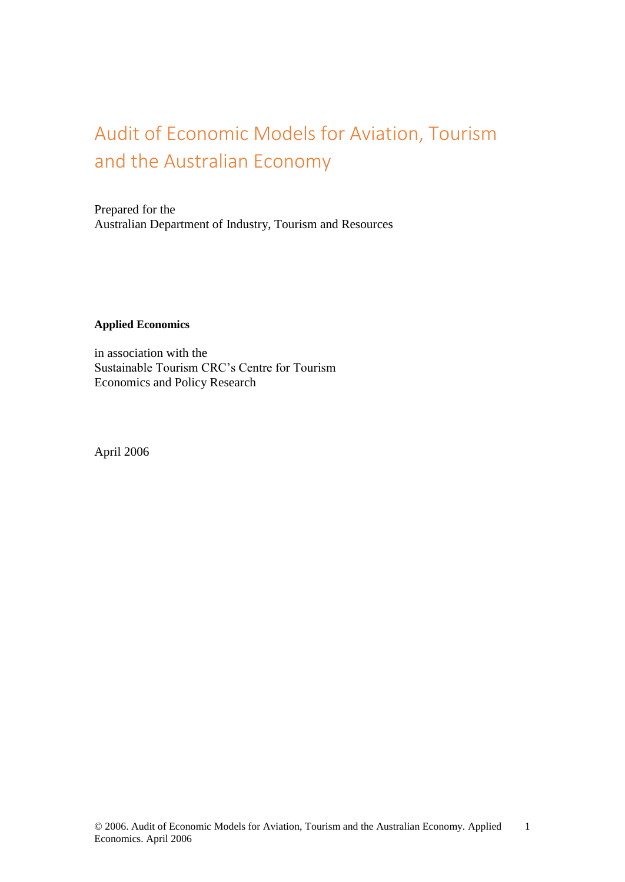# Audit of Economic Models for Aviation, Tourism and the Australian Economy

Prepared for the
Australian Department of Industry, Tourism and Resources

**Applied Economics**

in association with the
Sustainable Tourism CRC's Centre for Tourism Economics and Policy Research

April 2006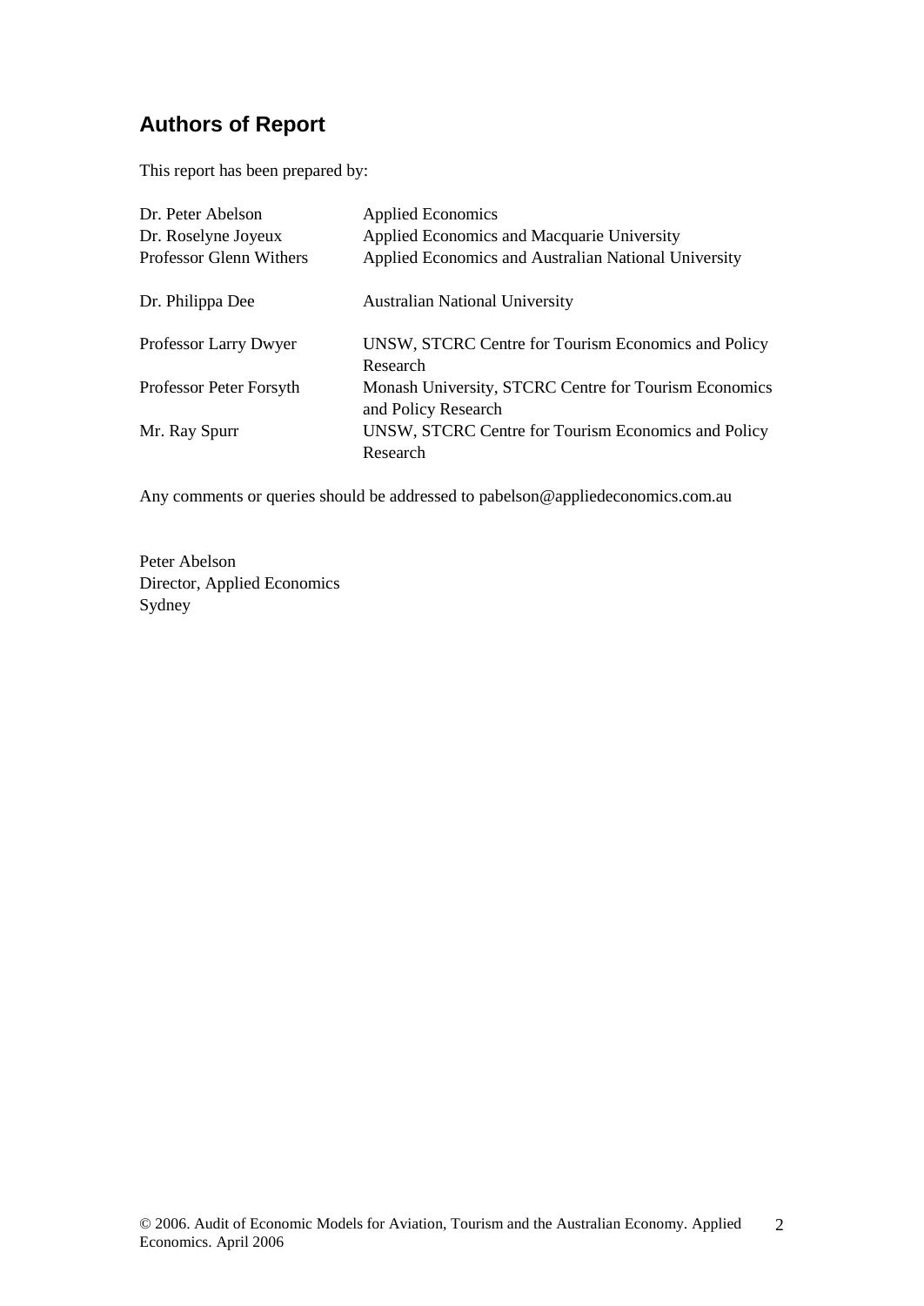## Authors of Report

This report has been prepared by:

| | |
|---|---|
| Dr. Peter Abelson | Applied Economics |
| Dr. Roselyne Joyeux | Applied Economics and Macquarie University |
| Professor Glenn Withers | Applied Economics and Australian National University |
| Dr. Philippa Dee | Australian National University |
| Professor Larry Dwyer | UNSW, STCRC Centre for Tourism Economics and Policy Research |
| Professor Peter Forsyth | Monash University, STCRC Centre for Tourism Economics and Policy Research |
| Mr. Ray Spurr | UNSW, STCRC Centre for Tourism Economics and Policy Research |

Any comments or queries should be addressed to pabelson@appliedeconomics.com.au

Peter Abelson  
Director, Applied Economics  
Sydney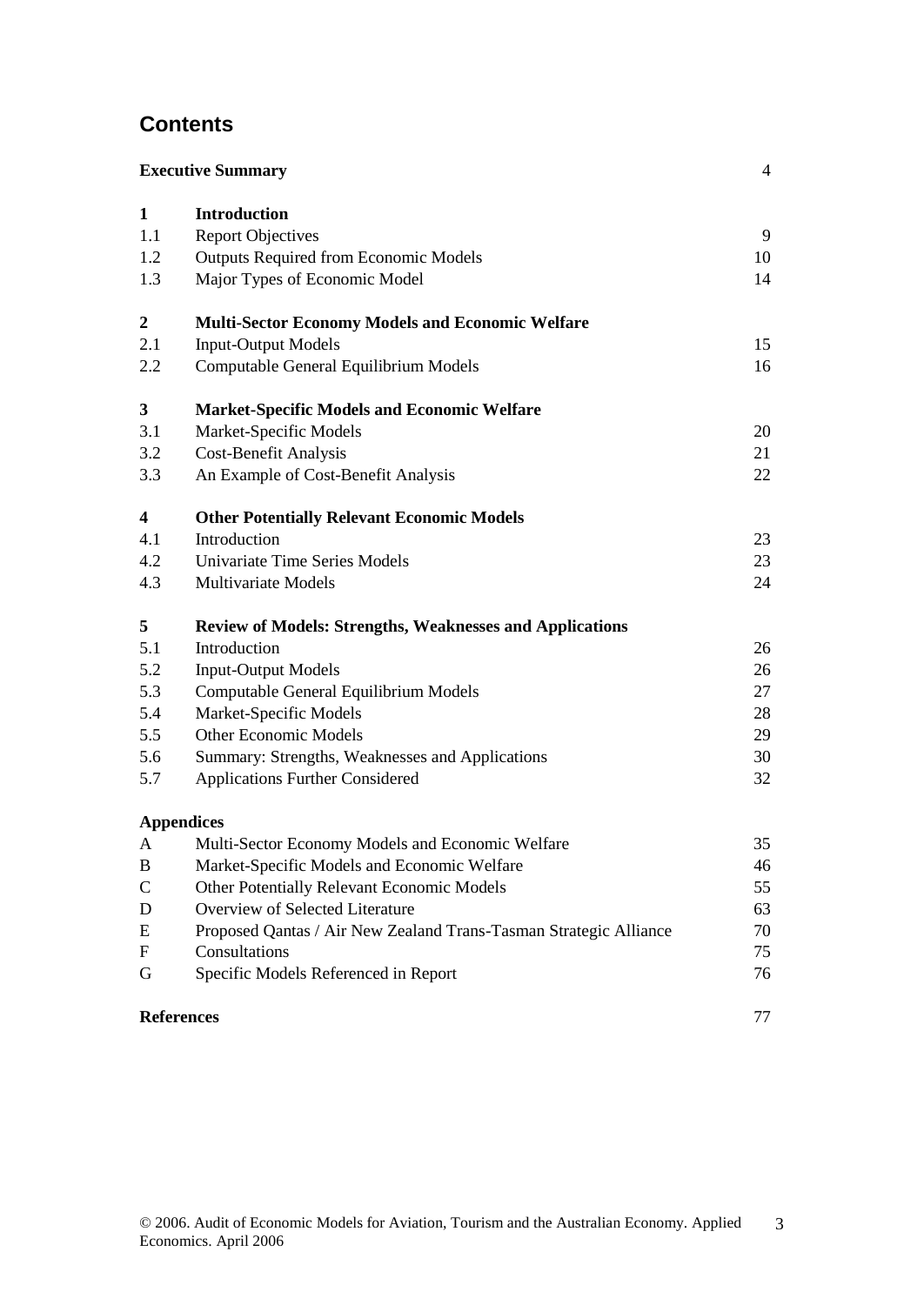# Contents

| | | |
|---|---|---|
| **Executive Summary** | | 4 |
| **1** | **Introduction** | |
| 1.1 | Report Objectives | 9 |
| 1.2 | Outputs Required from Economic Models | 10 |
| 1.3 | Major Types of Economic Model | 14 |
| **2** | **Multi-Sector Economy Models and Economic Welfare** | |
| 2.1 | Input-Output Models | 15 |
| 2.2 | Computable General Equilibrium Models | 16 |
| **3** | **Market-Specific Models and Economic Welfare** | |
| 3.1 | Market-Specific Models | 20 |
| 3.2 | Cost-Benefit Analysis | 21 |
| 3.3 | An Example of Cost-Benefit Analysis | 22 |
| **4** | **Other Potentially Relevant Economic Models** | |
| 4.1 | Introduction | 23 |
| 4.2 | Univariate Time Series Models | 23 |
| 4.3 | Multivariate Models | 24 |
| **5** | **Review of Models: Strengths, Weaknesses and Applications** | |
| 5.1 | Introduction | 26 |
| 5.2 | Input-Output Models | 26 |
| 5.3 | Computable General Equilibrium Models | 27 |
| 5.4 | Market-Specific Models | 28 |
| 5.5 | Other Economic Models | 29 |
| 5.6 | Summary: Strengths, Weaknesses and Applications | 30 |
| 5.7 | Applications Further Considered | 32 |
| **Appendices** | | |
| A | Multi-Sector Economy Models and Economic Welfare | 35 |
| B | Market-Specific Models and Economic Welfare | 46 |
| C | Other Potentially Relevant Economic Models | 55 |
| D | Overview of Selected Literature | 63 |
| E | Proposed Qantas / Air New Zealand Trans-Tasman Strategic Alliance | 70 |
| F | Consultations | 75 |
| G | Specific Models Referenced in Report | 76 |
| **References** | | 77 |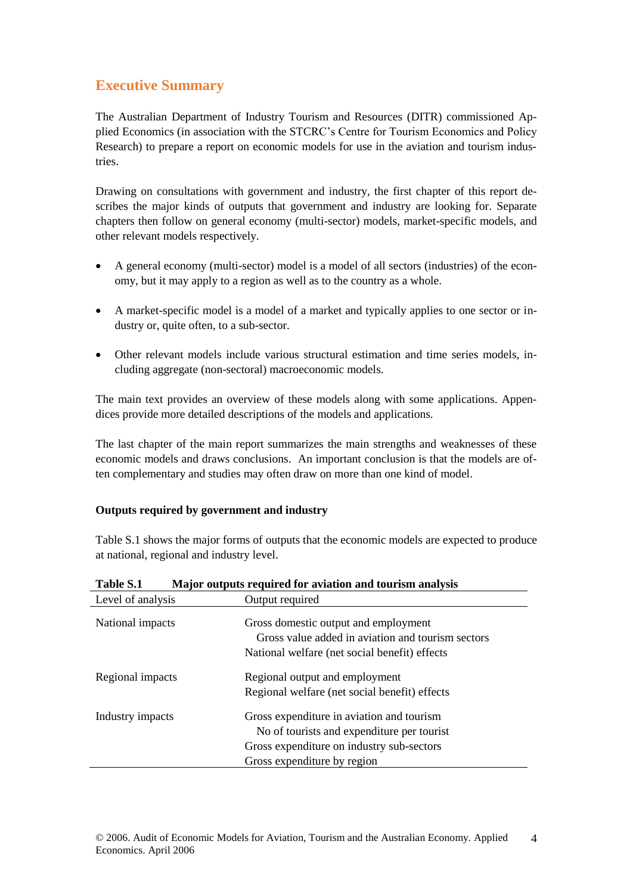## Executive Summary

The Australian Department of Industry Tourism and Resources (DITR) commissioned Applied Economics (in association with the STCRC's Centre for Tourism Economics and Policy Research) to prepare a report on economic models for use in the aviation and tourism industries.

Drawing on consultations with government and industry, the first chapter of this report describes the major kinds of outputs that government and industry are looking for. Separate chapters then follow on general economy (multi-sector) models, market-specific models, and other relevant models respectively.

- A general economy (multi-sector) model is a model of all sectors (industries) of the economy, but it may apply to a region as well as to the country as a whole.
- A market-specific model is a model of a market and typically applies to one sector or industry or, quite often, to a sub-sector.
- Other relevant models include various structural estimation and time series models, including aggregate (non-sectoral) macroeconomic models.

The main text provides an overview of these models along with some applications. Appendices provide more detailed descriptions of the models and applications.

The last chapter of the main report summarizes the main strengths and weaknesses of these economic models and draws conclusions. An important conclusion is that the models are often complementary and studies may often draw on more than one kind of model.

**Outputs required by government and industry**

Table S.1 shows the major forms of outputs that the economic models are expected to produce at national, regional and industry level.

**Table S.1 Major outputs required for aviation and tourism analysis**

| Level of analysis | Output required |
|---|---|
| National impacts | Gross domestic output and employment<br>  Gross value added in aviation and tourism sectors<br>National welfare (net social benefit) effects |
| Regional impacts | Regional output and employment<br>Regional welfare (net social benefit) effects |
| Industry impacts | Gross expenditure in aviation and tourism<br>  No of tourists and expenditure per tourist<br>Gross expenditure on industry sub-sectors<br>Gross expenditure by region |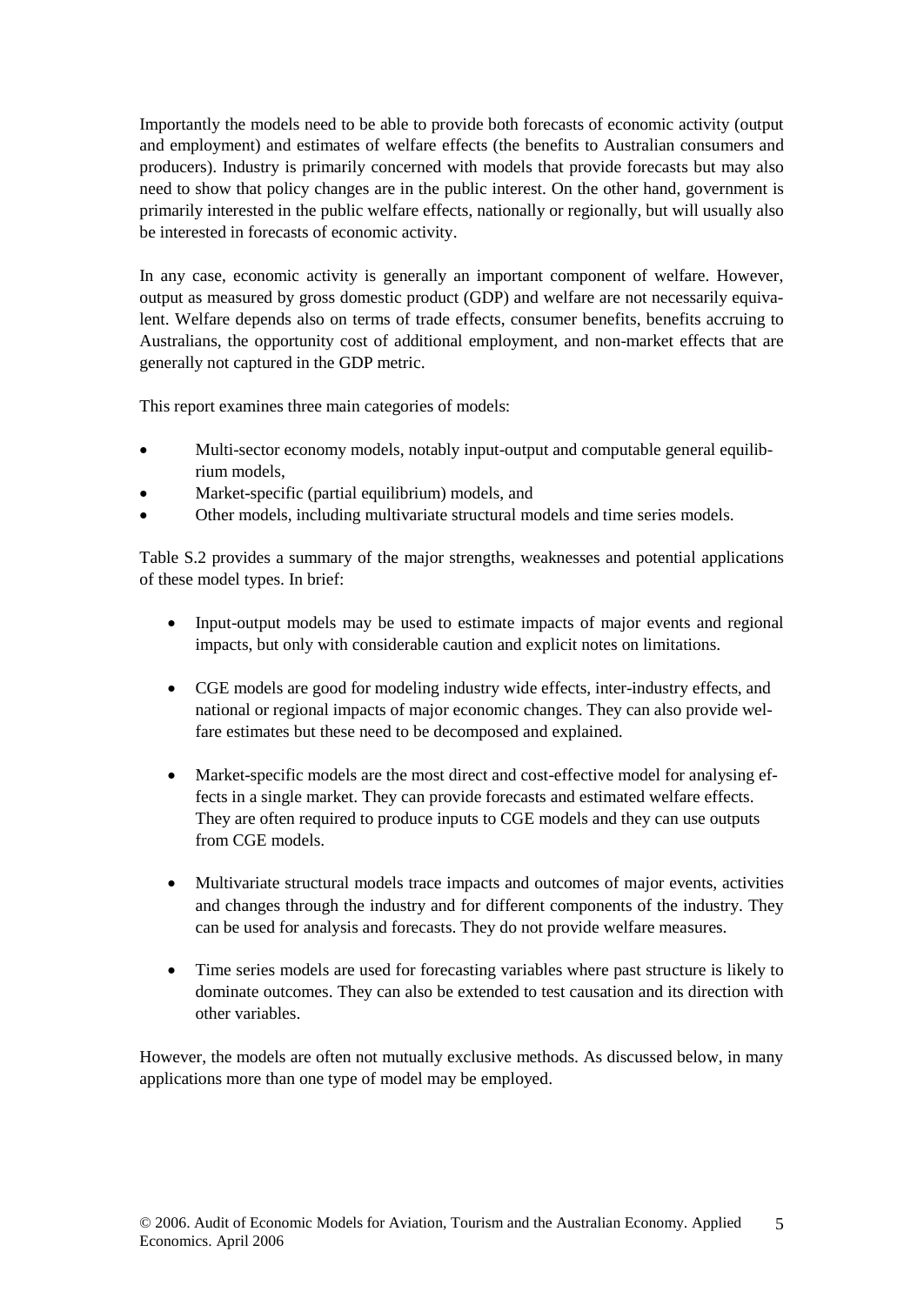Importantly the models need to be able to provide both forecasts of economic activity (output and employment) and estimates of welfare effects (the benefits to Australian consumers and producers). Industry is primarily concerned with models that provide forecasts but may also need to show that policy changes are in the public interest. On the other hand, government is primarily interested in the public welfare effects, nationally or regionally, but will usually also be interested in forecasts of economic activity.

In any case, economic activity is generally an important component of welfare. However, output as measured by gross domestic product (GDP) and welfare are not necessarily equivalent. Welfare depends also on terms of trade effects, consumer benefits, benefits accruing to Australians, the opportunity cost of additional employment, and non-market effects that are generally not captured in the GDP metric.

This report examines three main categories of models:

- Multi-sector economy models, notably input-output and computable general equilibrium models,
- Market-specific (partial equilibrium) models, and
- Other models, including multivariate structural models and time series models.

Table S.2 provides a summary of the major strengths, weaknesses and potential applications of these model types. In brief:

- Input-output models may be used to estimate impacts of major events and regional impacts, but only with considerable caution and explicit notes on limitations.

- CGE models are good for modeling industry wide effects, inter-industry effects, and national or regional impacts of major economic changes. They can also provide welfare estimates but these need to be decomposed and explained.

- Market-specific models are the most direct and cost-effective model for analysing effects in a single market. They can provide forecasts and estimated welfare effects. They are often required to produce inputs to CGE models and they can use outputs from CGE models.

- Multivariate structural models trace impacts and outcomes of major events, activities and changes through the industry and for different components of the industry. They can be used for analysis and forecasts. They do not provide welfare measures.

- Time series models are used for forecasting variables where past structure is likely to dominate outcomes. They can also be extended to test causation and its direction with other variables.

However, the models are often not mutually exclusive methods. As discussed below, in many applications more than one type of model may be employed.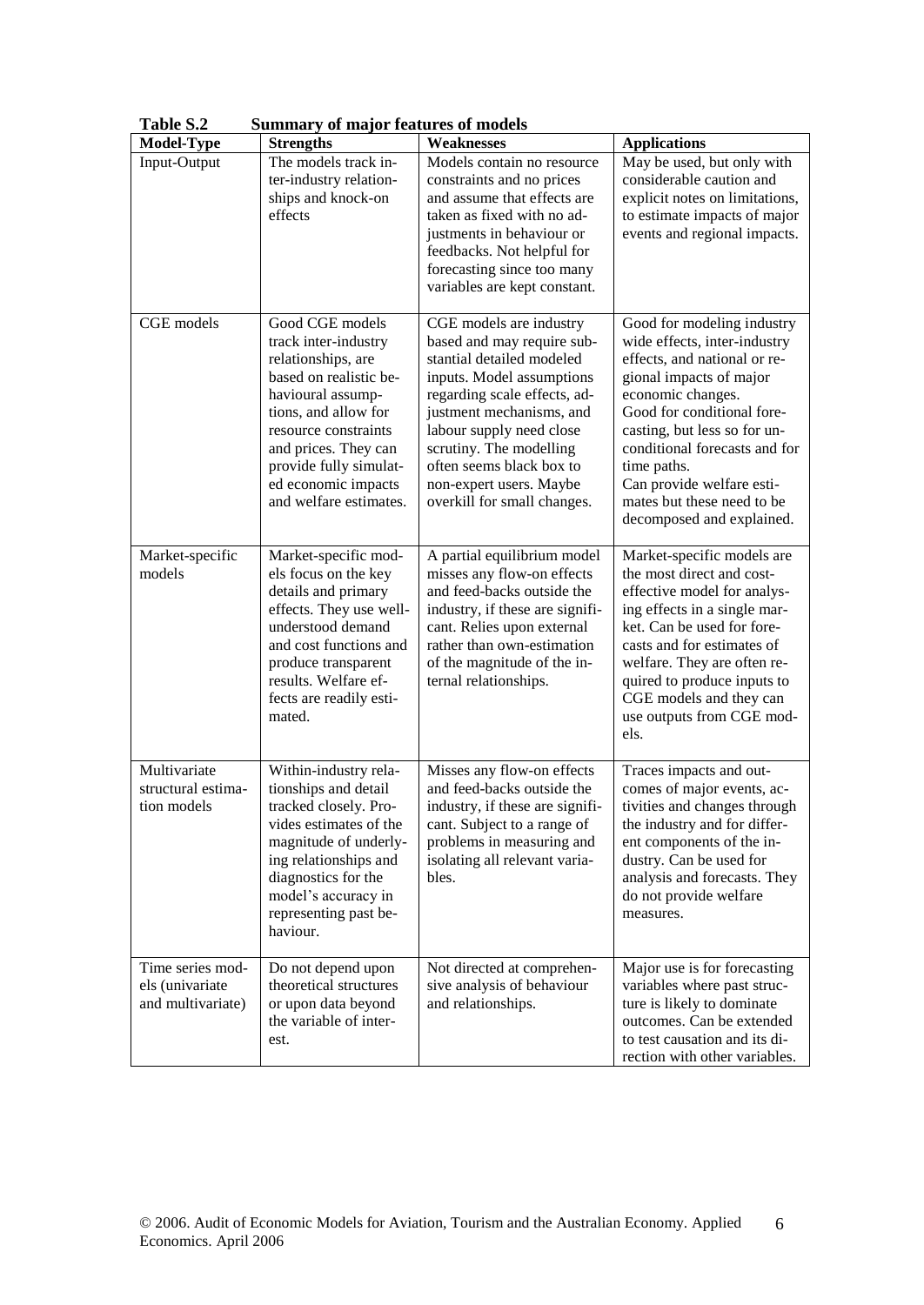**Table S.2 Summary of major features of models**

| Model-Type | Strengths | Weaknesses | Applications |
|---|---|---|---|
| Input-Output | The models track inter-industry relationships and knock-on effects | Models contain no resource constraints and no prices and assume that effects are taken as fixed with no adjustments in behaviour or feedbacks. Not helpful for forecasting since too many variables are kept constant. | May be used, but only with considerable caution and explicit notes on limitations, to estimate impacts of major events and regional impacts. |
| CGE models | Good CGE models track inter-industry relationships, are based on realistic behavioural assumptions, and allow for resource constraints and prices. They can provide fully simulated economic impacts and welfare estimates. | CGE models are industry based and may require substantial detailed modeled inputs. Model assumptions regarding scale effects, adjustment mechanisms, and labour supply need close scrutiny. The modelling often seems black box to non-expert users. Maybe overkill for small changes. | Good for modeling industry wide effects, inter-industry effects, and national or regional impacts of major economic changes. Good for conditional forecasting, but less so for unconditional forecasts and for time paths. Can provide welfare estimates but these need to be decomposed and explained. |
| Market-specific models | Market-specific models focus on the key details and primary effects. They use well-understood demand and cost functions and produce transparent results. Welfare effects are readily estimated. | A partial equilibrium model misses any flow-on effects and feed-backs outside the industry, if these are significant. Relies upon external rather than own-estimation of the magnitude of the internal relationships. | Market-specific models are the most direct and cost-effective model for analysing effects in a single market. Can be used for forecasts and for estimates of welfare. They are often required to produce inputs to CGE models and they can use outputs from CGE models. |
| Multivariate structural estimation models | Within-industry relationships and detail tracked closely. Provides estimates of the magnitude of underlying relationships and diagnostics for the model's accuracy in representing past behaviour. | Misses any flow-on effects and feed-backs outside the industry, if these are significant. Subject to a range of problems in measuring and isolating all relevant variables. | Traces impacts and outcomes of major events, activities and changes through the industry and for different components of the industry. Can be used for analysis and forecasts. They do not provide welfare measures. |
| Time series models (univariate and multivariate) | Do not depend upon theoretical structures or upon data beyond the variable of interest. | Not directed at comprehensive analysis of behaviour and relationships. | Major use is for forecasting variables where past structure is likely to dominate outcomes. Can be extended to test causation and its direction with other variables. |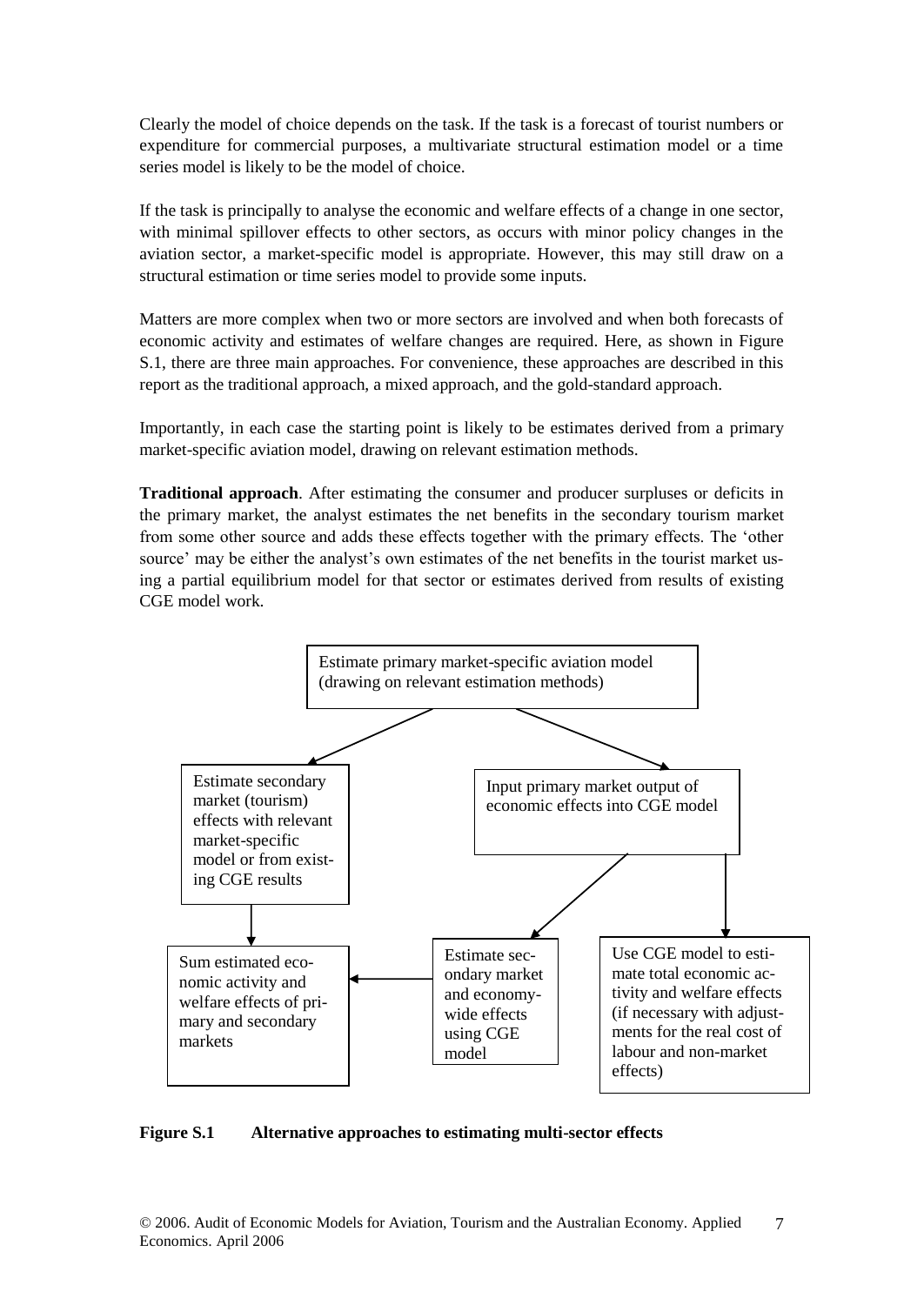Clearly the model of choice depends on the task. If the task is a forecast of tourist numbers or expenditure for commercial purposes, a multivariate structural estimation model or a time series model is likely to be the model of choice.

If the task is principally to analyse the economic and welfare effects of a change in one sector, with minimal spillover effects to other sectors, as occurs with minor policy changes in the aviation sector, a market-specific model is appropriate. However, this may still draw on a structural estimation or time series model to provide some inputs.

Matters are more complex when two or more sectors are involved and when both forecasts of economic activity and estimates of welfare changes are required. Here, as shown in Figure S.1, there are three main approaches. For convenience, these approaches are described in this report as the traditional approach, a mixed approach, and the gold-standard approach.

Importantly, in each case the starting point is likely to be estimates derived from a primary market-specific aviation model, drawing on relevant estimation methods.

**Traditional approach**. After estimating the consumer and producer surpluses or deficits in the primary market, the analyst estimates the net benefits in the secondary tourism market from some other source and adds these effects together with the primary effects. The 'other source' may be either the analyst's own estimates of the net benefits in the tourist market using a partial equilibrium model for that sector or estimates derived from results of existing CGE model work.

Estimate primary market-specific aviation model (drawing on relevant estimation methods)

Estimate secondary market (tourism) effects with relevant market-specific model or from existing CGE results

Input primary market output of economic effects into CGE model

Sum estimated economic activity and welfare effects of primary and secondary markets

Estimate secondary market and economy-wide effects using CGE model

Use CGE model to estimate total economic activity and welfare effects (if necessary with adjustments for the real cost of labour and non-market effects)

**Figure S.1 Alternative approaches to estimating multi-sector effects**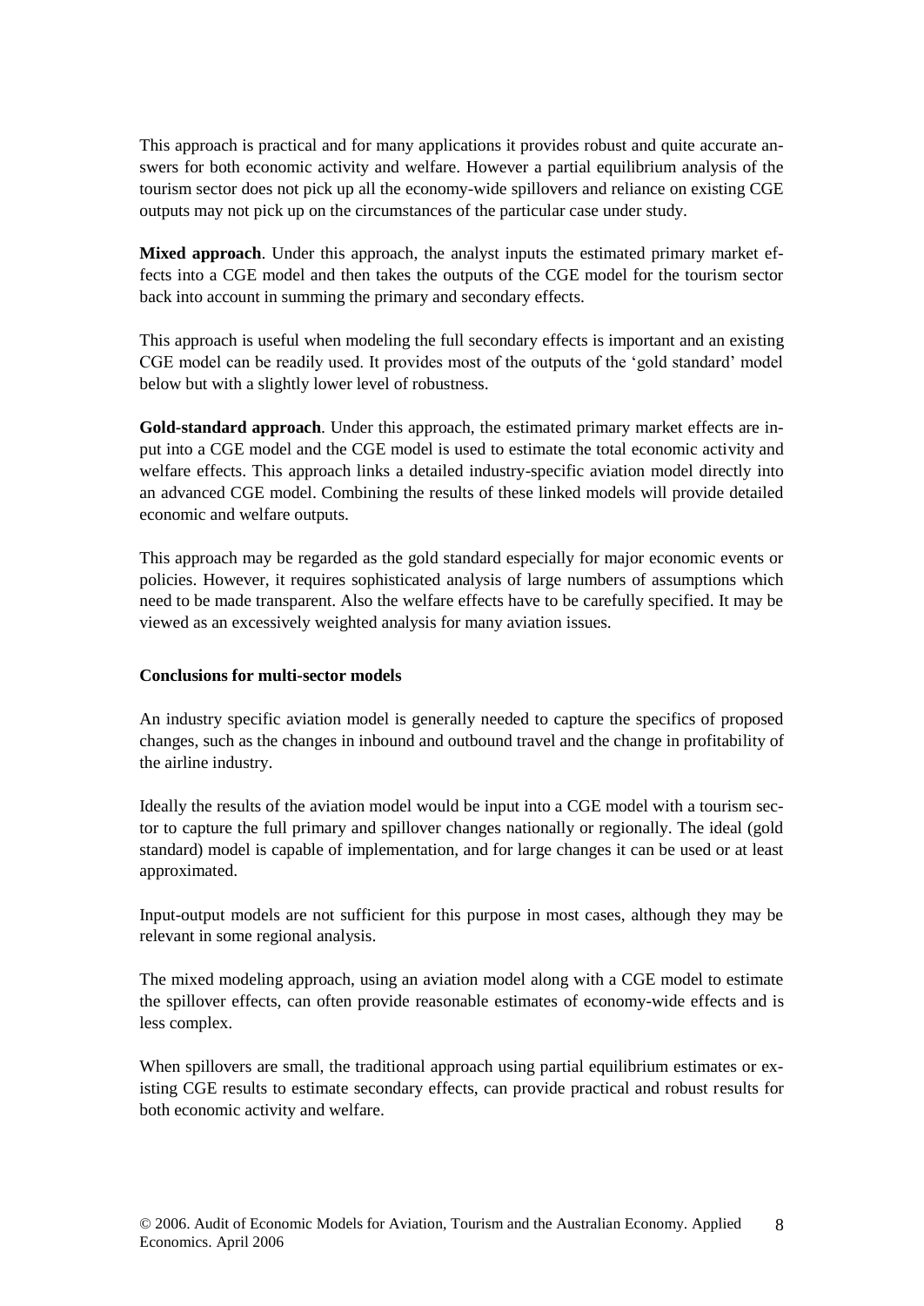This approach is practical and for many applications it provides robust and quite accurate answers for both economic activity and welfare. However a partial equilibrium analysis of the tourism sector does not pick up all the economy-wide spillovers and reliance on existing CGE outputs may not pick up on the circumstances of the particular case under study.

**Mixed approach**. Under this approach, the analyst inputs the estimated primary market effects into a CGE model and then takes the outputs of the CGE model for the tourism sector back into account in summing the primary and secondary effects.

This approach is useful when modeling the full secondary effects is important and an existing CGE model can be readily used. It provides most of the outputs of the 'gold standard' model below but with a slightly lower level of robustness.

**Gold-standard approach**. Under this approach, the estimated primary market effects are input into a CGE model and the CGE model is used to estimate the total economic activity and welfare effects. This approach links a detailed industry-specific aviation model directly into an advanced CGE model. Combining the results of these linked models will provide detailed economic and welfare outputs.

This approach may be regarded as the gold standard especially for major economic events or policies. However, it requires sophisticated analysis of large numbers of assumptions which need to be made transparent. Also the welfare effects have to be carefully specified. It may be viewed as an excessively weighted analysis for many aviation issues.

**Conclusions for multi-sector models**

An industry specific aviation model is generally needed to capture the specifics of proposed changes, such as the changes in inbound and outbound travel and the change in profitability of the airline industry.

Ideally the results of the aviation model would be input into a CGE model with a tourism sector to capture the full primary and spillover changes nationally or regionally. The ideal (gold standard) model is capable of implementation, and for large changes it can be used or at least approximated.

Input-output models are not sufficient for this purpose in most cases, although they may be relevant in some regional analysis.

The mixed modeling approach, using an aviation model along with a CGE model to estimate the spillover effects, can often provide reasonable estimates of economy-wide effects and is less complex.

When spillovers are small, the traditional approach using partial equilibrium estimates or existing CGE results to estimate secondary effects, can provide practical and robust results for both economic activity and welfare.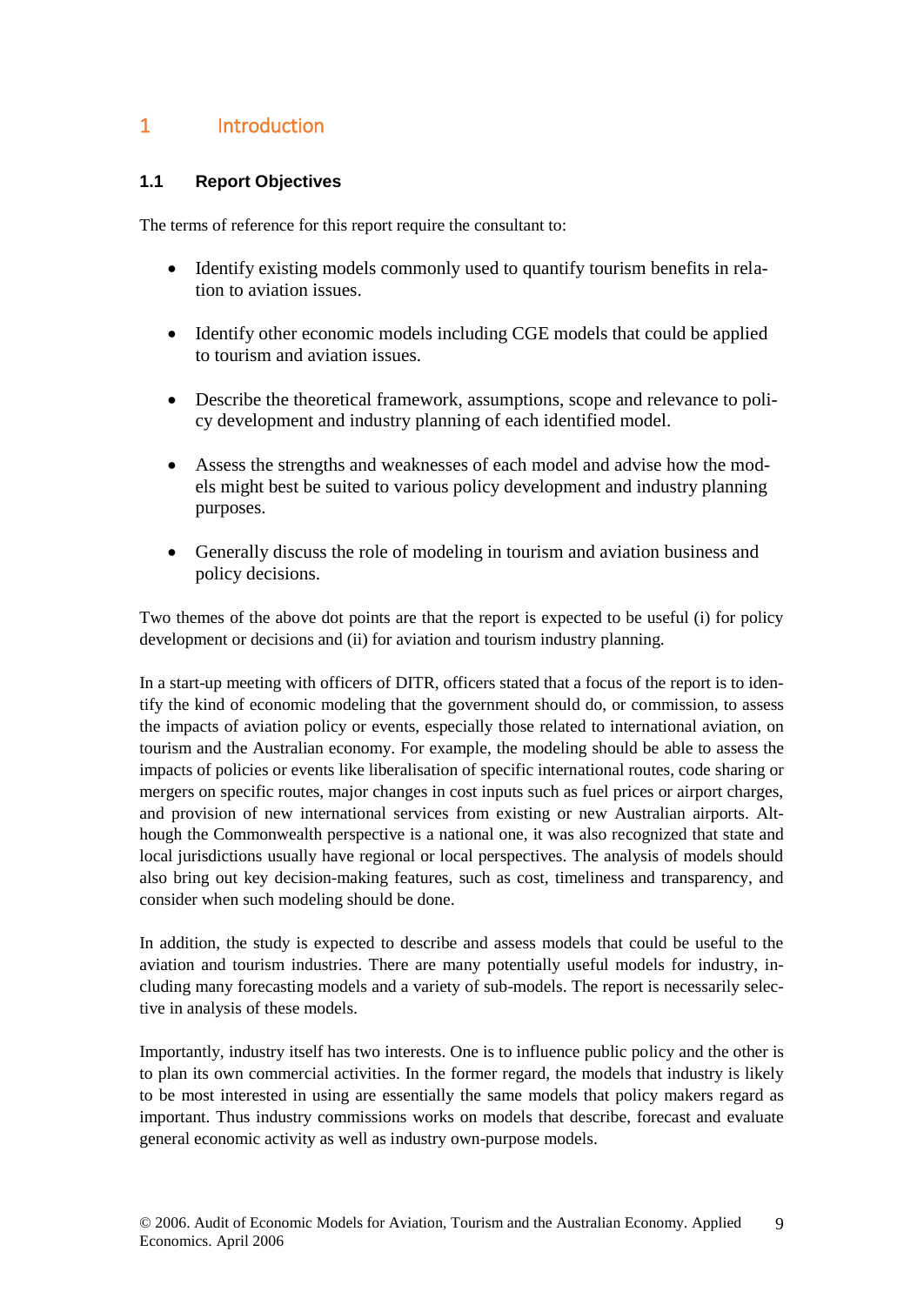# 1 Introduction

### 1.1 Report Objectives

The terms of reference for this report require the consultant to:

- Identify existing models commonly used to quantify tourism benefits in relation to aviation issues.
- Identify other economic models including CGE models that could be applied to tourism and aviation issues.
- Describe the theoretical framework, assumptions, scope and relevance to policy development and industry planning of each identified model.
- Assess the strengths and weaknesses of each model and advise how the models might best be suited to various policy development and industry planning purposes.
- Generally discuss the role of modeling in tourism and aviation business and policy decisions.

Two themes of the above dot points are that the report is expected to be useful (i) for policy development or decisions and (ii) for aviation and tourism industry planning.

In a start-up meeting with officers of DITR, officers stated that a focus of the report is to identify the kind of economic modeling that the government should do, or commission, to assess the impacts of aviation policy or events, especially those related to international aviation, on tourism and the Australian economy. For example, the modeling should be able to assess the impacts of policies or events like liberalisation of specific international routes, code sharing or mergers on specific routes, major changes in cost inputs such as fuel prices or airport charges, and provision of new international services from existing or new Australian airports. Although the Commonwealth perspective is a national one, it was also recognized that state and local jurisdictions usually have regional or local perspectives. The analysis of models should also bring out key decision-making features, such as cost, timeliness and transparency, and consider when such modeling should be done.

In addition, the study is expected to describe and assess models that could be useful to the aviation and tourism industries. There are many potentially useful models for industry, including many forecasting models and a variety of sub-models. The report is necessarily selective in analysis of these models.

Importantly, industry itself has two interests. One is to influence public policy and the other is to plan its own commercial activities. In the former regard, the models that industry is likely to be most interested in using are essentially the same models that policy makers regard as important. Thus industry commissions works on models that describe, forecast and evaluate general economic activity as well as industry own-purpose models.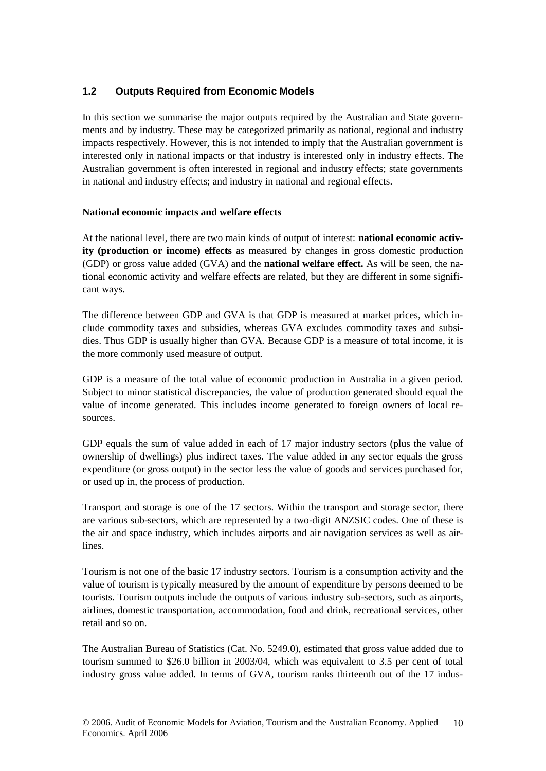## 1.2 Outputs Required from Economic Models

In this section we summarise the major outputs required by the Australian and State governments and by industry. These may be categorized primarily as national, regional and industry impacts respectively. However, this is not intended to imply that the Australian government is interested only in national impacts or that industry is interested only in industry effects. The Australian government is often interested in regional and industry effects; state governments in national and industry effects; and industry in national and regional effects.

**National economic impacts and welfare effects**

At the national level, there are two main kinds of output of interest: **national economic activity (production or income) effects** as measured by changes in gross domestic production (GDP) or gross value added (GVA) and the **national welfare effect.** As will be seen, the national economic activity and welfare effects are related, but they are different in some significant ways.

The difference between GDP and GVA is that GDP is measured at market prices, which include commodity taxes and subsidies, whereas GVA excludes commodity taxes and subsidies. Thus GDP is usually higher than GVA. Because GDP is a measure of total income, it is the more commonly used measure of output.

GDP is a measure of the total value of economic production in Australia in a given period. Subject to minor statistical discrepancies, the value of production generated should equal the value of income generated. This includes income generated to foreign owners of local resources.

GDP equals the sum of value added in each of 17 major industry sectors (plus the value of ownership of dwellings) plus indirect taxes. The value added in any sector equals the gross expenditure (or gross output) in the sector less the value of goods and services purchased for, or used up in, the process of production.

Transport and storage is one of the 17 sectors. Within the transport and storage sector, there are various sub-sectors, which are represented by a two-digit ANZSIC codes. One of these is the air and space industry, which includes airports and air navigation services as well as airlines.

Tourism is not one of the basic 17 industry sectors. Tourism is a consumption activity and the value of tourism is typically measured by the amount of expenditure by persons deemed to be tourists. Tourism outputs include the outputs of various industry sub-sectors, such as airports, airlines, domestic transportation, accommodation, food and drink, recreational services, other retail and so on.

The Australian Bureau of Statistics (Cat. No. 5249.0), estimated that gross value added due to tourism summed to $26.0 billion in 2003/04, which was equivalent to 3.5 per cent of total industry gross value added. In terms of GVA, tourism ranks thirteenth out of the 17 indus-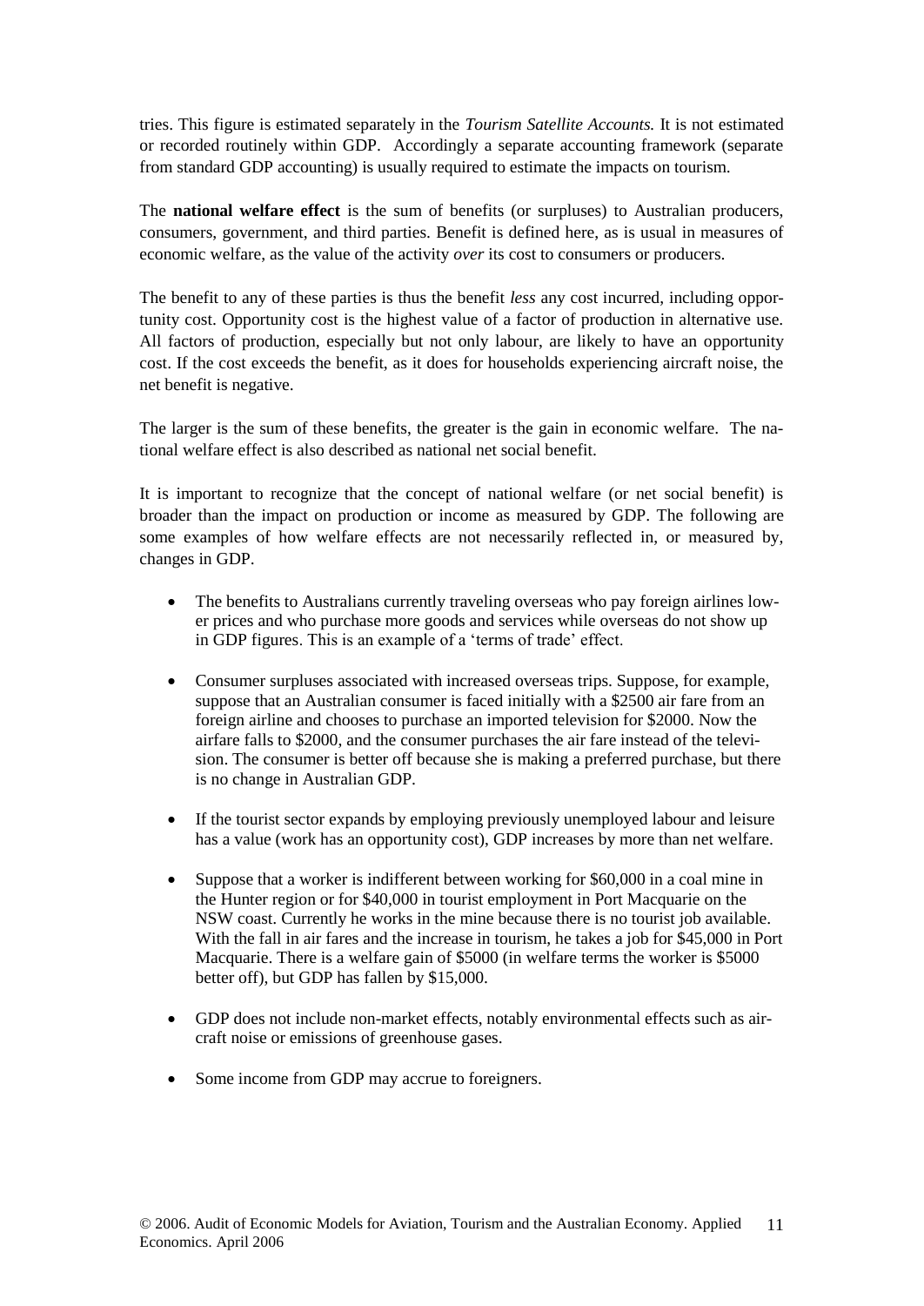tries. This figure is estimated separately in the *Tourism Satellite Accounts.* It is not estimated or recorded routinely within GDP. Accordingly a separate accounting framework (separate from standard GDP accounting) is usually required to estimate the impacts on tourism.

The **national welfare effect** is the sum of benefits (or surpluses) to Australian producers, consumers, government, and third parties. Benefit is defined here, as is usual in measures of economic welfare, as the value of the activity *over* its cost to consumers or producers.

The benefit to any of these parties is thus the benefit *less* any cost incurred, including opportunity cost. Opportunity cost is the highest value of a factor of production in alternative use. All factors of production, especially but not only labour, are likely to have an opportunity cost. If the cost exceeds the benefit, as it does for households experiencing aircraft noise, the net benefit is negative.

The larger is the sum of these benefits, the greater is the gain in economic welfare. The national welfare effect is also described as national net social benefit.

It is important to recognize that the concept of national welfare (or net social benefit) is broader than the impact on production or income as measured by GDP. The following are some examples of how welfare effects are not necessarily reflected in, or measured by, changes in GDP.

- The benefits to Australians currently traveling overseas who pay foreign airlines lower prices and who purchase more goods and services while overseas do not show up in GDP figures. This is an example of a 'terms of trade' effect.
- Consumer surpluses associated with increased overseas trips. Suppose, for example, suppose that an Australian consumer is faced initially with a $2500 air fare from an foreign airline and chooses to purchase an imported television for $2000. Now the airfare falls to $2000, and the consumer purchases the air fare instead of the television. The consumer is better off because she is making a preferred purchase, but there is no change in Australian GDP.
- If the tourist sector expands by employing previously unemployed labour and leisure has a value (work has an opportunity cost), GDP increases by more than net welfare.
- Suppose that a worker is indifferent between working for $60,000 in a coal mine in the Hunter region or for $40,000 in tourist employment in Port Macquarie on the NSW coast. Currently he works in the mine because there is no tourist job available. With the fall in air fares and the increase in tourism, he takes a job for $45,000 in Port Macquarie. There is a welfare gain of $5000 (in welfare terms the worker is $5000 better off), but GDP has fallen by $15,000.
- GDP does not include non-market effects, notably environmental effects such as aircraft noise or emissions of greenhouse gases.
- Some income from GDP may accrue to foreigners.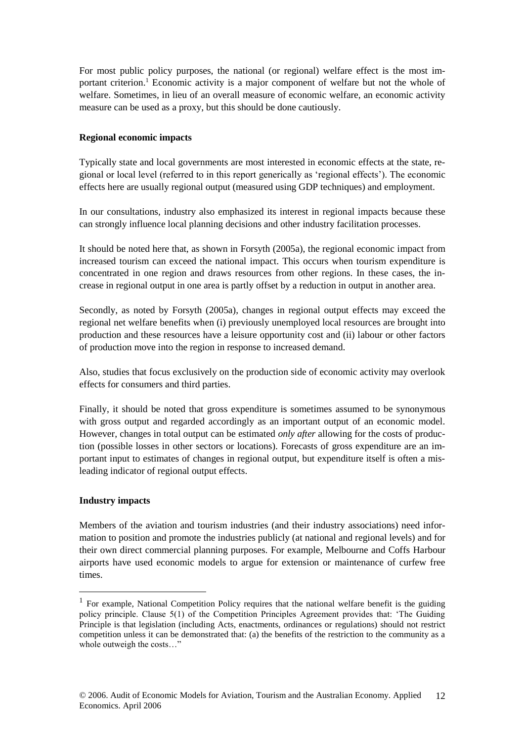For most public policy purposes, the national (or regional) welfare effect is the most important criterion.[1] Economic activity is a major component of welfare but not the whole of welfare. Sometimes, in lieu of an overall measure of economic welfare, an economic activity measure can be used as a proxy, but this should be done cautiously.

**Regional economic impacts**

Typically state and local governments are most interested in economic effects at the state, regional or local level (referred to in this report generically as 'regional effects'). The economic effects here are usually regional output (measured using GDP techniques) and employment.

In our consultations, industry also emphasized its interest in regional impacts because these can strongly influence local planning decisions and other industry facilitation processes.

It should be noted here that, as shown in Forsyth (2005a), the regional economic impact from increased tourism can exceed the national impact. This occurs when tourism expenditure is concentrated in one region and draws resources from other regions. In these cases, the increase in regional output in one area is partly offset by a reduction in output in another area.

Secondly, as noted by Forsyth (2005a), changes in regional output effects may exceed the regional net welfare benefits when (i) previously unemployed local resources are brought into production and these resources have a leisure opportunity cost and (ii) labour or other factors of production move into the region in response to increased demand.

Also, studies that focus exclusively on the production side of economic activity may overlook effects for consumers and third parties.

Finally, it should be noted that gross expenditure is sometimes assumed to be synonymous with gross output and regarded accordingly as an important output of an economic model. However, changes in total output can be estimated *only after* allowing for the costs of production (possible losses in other sectors or locations). Forecasts of gross expenditure are an important input to estimates of changes in regional output, but expenditure itself is often a misleading indicator of regional output effects.

**Industry impacts**

Members of the aviation and tourism industries (and their industry associations) need information to position and promote the industries publicly (at national and regional levels) and for their own direct commercial planning purposes. For example, Melbourne and Coffs Harbour airports have used economic models to argue for extension or maintenance of curfew free times.

---

[1] For example, National Competition Policy requires that the national welfare benefit is the guiding policy principle. Clause 5(1) of the Competition Principles Agreement provides that: 'The Guiding Principle is that legislation (including Acts, enactments, ordinances or regulations) should not restrict competition unless it can be demonstrated that: (a) the benefits of the restriction to the community as a whole outweigh the costs…"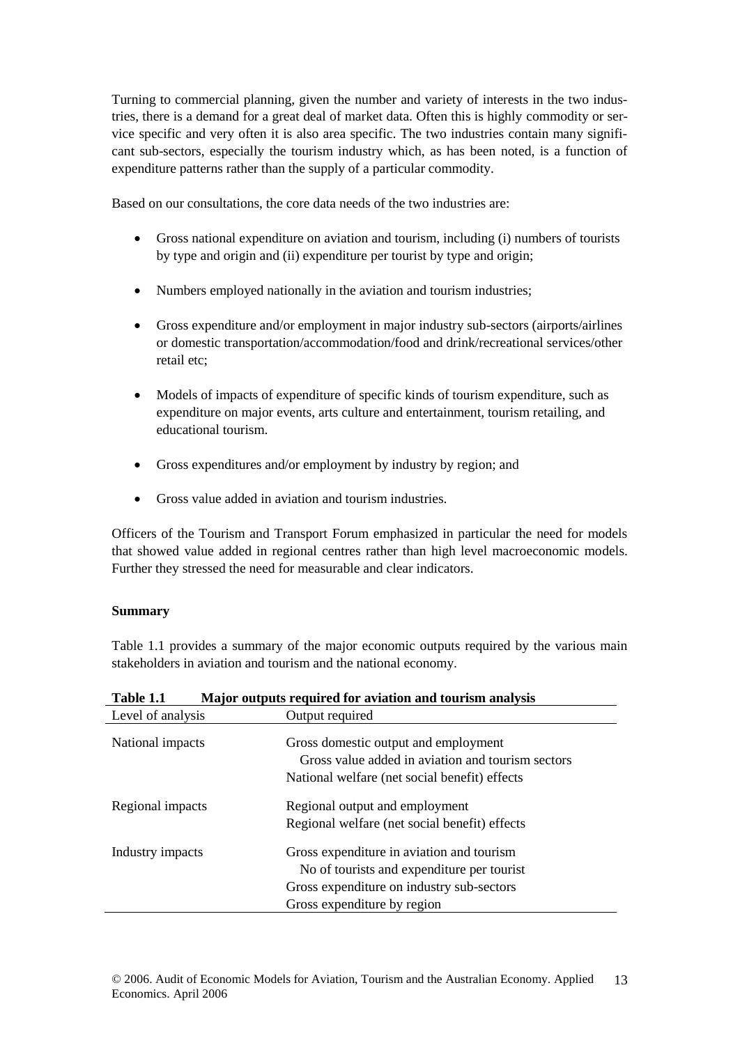Turning to commercial planning, given the number and variety of interests in the two industries, there is a demand for a great deal of market data. Often this is highly commodity or service specific and very often it is also area specific. The two industries contain many significant sub-sectors, especially the tourism industry which, as has been noted, is a function of expenditure patterns rather than the supply of a particular commodity.

Based on our consultations, the core data needs of the two industries are:

- Gross national expenditure on aviation and tourism, including (i) numbers of tourists by type and origin and (ii) expenditure per tourist by type and origin;
- Numbers employed nationally in the aviation and tourism industries;
- Gross expenditure and/or employment in major industry sub-sectors (airports/airlines or domestic transportation/accommodation/food and drink/recreational services/other retail etc;
- Models of impacts of expenditure of specific kinds of tourism expenditure, such as expenditure on major events, arts culture and entertainment, tourism retailing, and educational tourism.
- Gross expenditures and/or employment by industry by region; and
- Gross value added in aviation and tourism industries.

Officers of the Tourism and Transport Forum emphasized in particular the need for models that showed value added in regional centres rather than high level macroeconomic models. Further they stressed the need for measurable and clear indicators.

**Summary**

Table 1.1 provides a summary of the major economic outputs required by the various main stakeholders in aviation and tourism and the national economy.

**Table 1.1 Major outputs required for aviation and tourism analysis**

| Level of analysis | Output required |
|---|---|
| National impacts | Gross domestic output and employment |
| | Gross value added in aviation and tourism sectors |
| | National welfare (net social benefit) effects |
| Regional impacts | Regional output and employment |
| | Regional welfare (net social benefit) effects |
| Industry impacts | Gross expenditure in aviation and tourism |
| | No of tourists and expenditure per tourist |
| | Gross expenditure on industry sub-sectors |
| | Gross expenditure by region |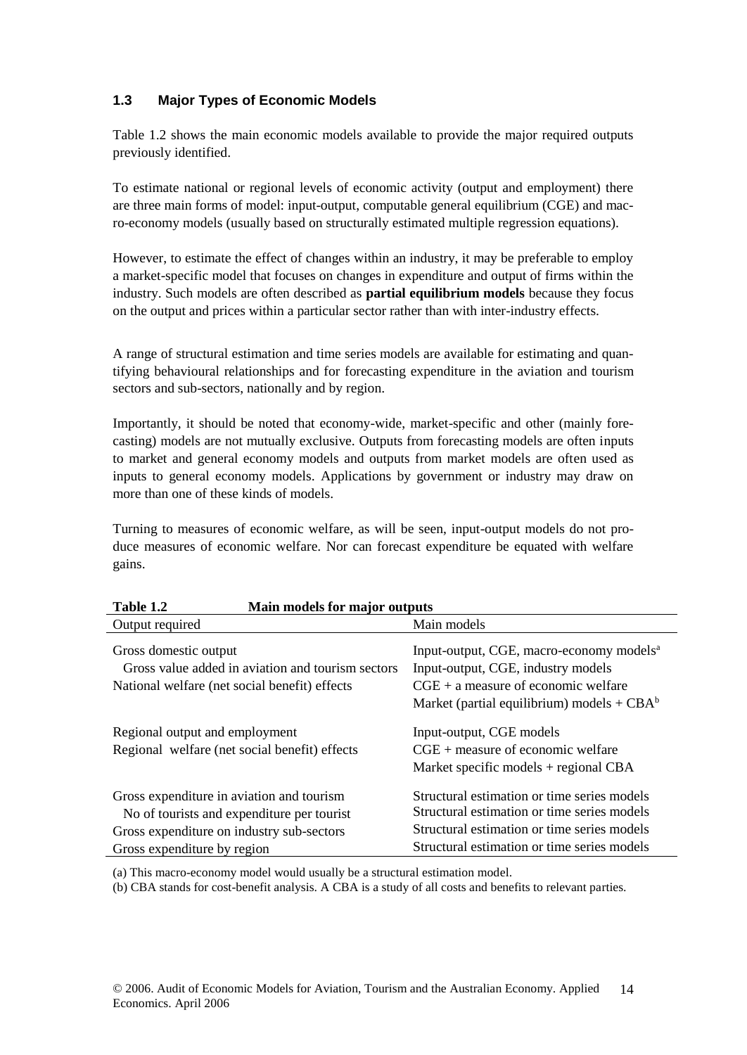### 1.3 Major Types of Economic Models

Table 1.2 shows the main economic models available to provide the major required outputs previously identified.

To estimate national or regional levels of economic activity (output and employment) there are three main forms of model: input-output, computable general equilibrium (CGE) and macro-economy models (usually based on structurally estimated multiple regression equations).

However, to estimate the effect of changes within an industry, it may be preferable to employ a market-specific model that focuses on changes in expenditure and output of firms within the industry. Such models are often described as **partial equilibrium models** because they focus on the output and prices within a particular sector rather than with inter-industry effects.

A range of structural estimation and time series models are available for estimating and quantifying behavioural relationships and for forecasting expenditure in the aviation and tourism sectors and sub-sectors, nationally and by region.

Importantly, it should be noted that economy-wide, market-specific and other (mainly forecasting) models are not mutually exclusive. Outputs from forecasting models are often inputs to market and general economy models and outputs from market models are often used as inputs to general economy models. Applications by government or industry may draw on more than one of these kinds of models.

Turning to measures of economic welfare, as will be seen, input-output models do not produce measures of economic welfare. Nor can forecast expenditure be equated with welfare gains.

**Table 1.2 Main models for major outputs**

| Output required | Main models |
|---|---|
| Gross domestic output | Input-output, CGE, macro-economy models[a] |
| Gross value added in aviation and tourism sectors | Input-output, CGE, industry models |
| National welfare (net social benefit) effects | CGE + a measure of economic welfare |
| | Market (partial equilibrium) models + CBA[b] |
| Regional output and employment | Input-output, CGE models |
| Regional welfare (net social benefit) effects | CGE + measure of economic welfare |
| | Market specific models + regional CBA |
| Gross expenditure in aviation and tourism | Structural estimation or time series models |
| No of tourists and expenditure per tourist | Structural estimation or time series models |
| Gross expenditure on industry sub-sectors | Structural estimation or time series models |
| Gross expenditure by region | Structural estimation or time series models |

(a) This macro-economy model would usually be a structural estimation model.

(b) CBA stands for cost-benefit analysis. A CBA is a study of all costs and benefits to relevant parties.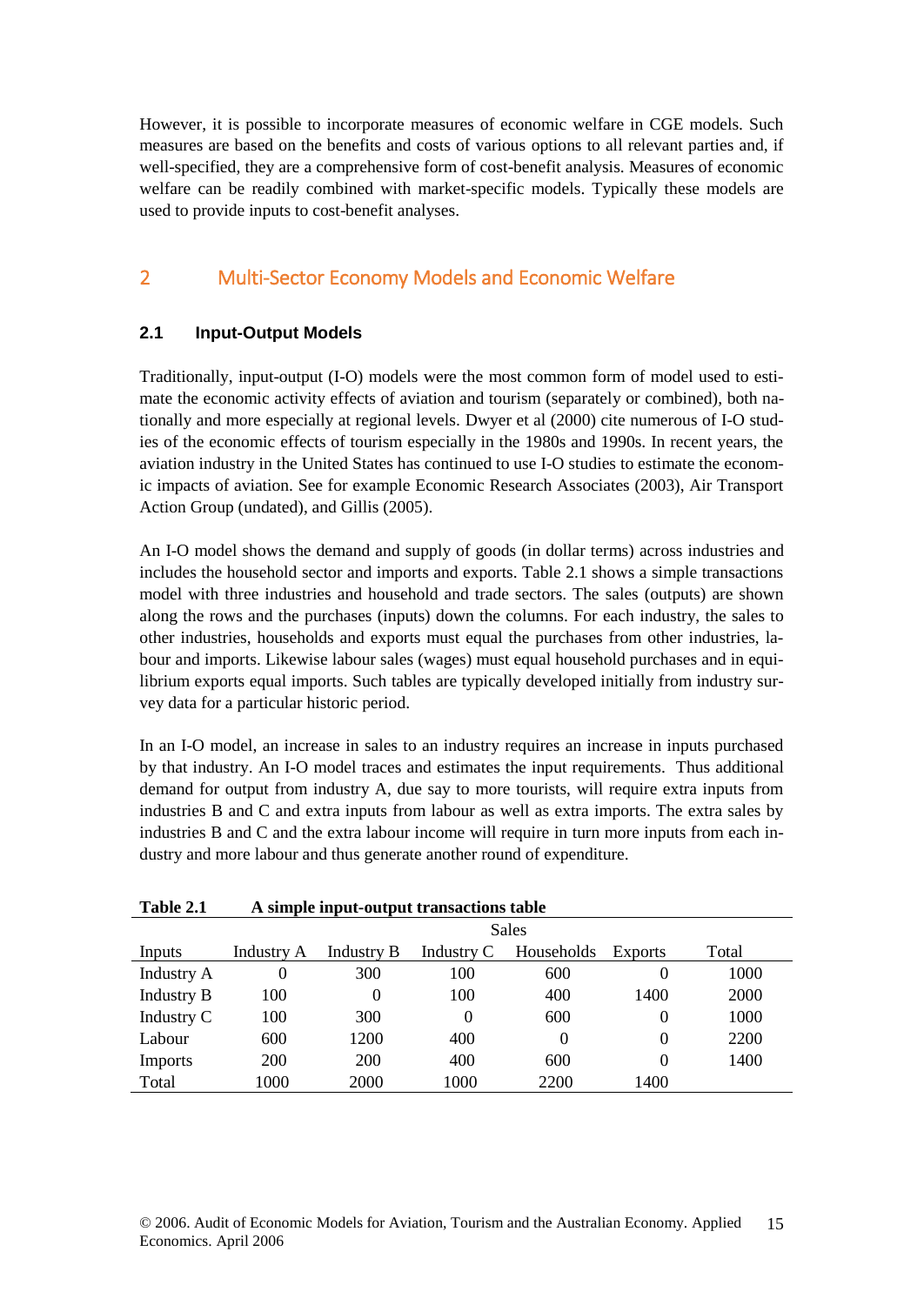However, it is possible to incorporate measures of economic welfare in CGE models. Such measures are based on the benefits and costs of various options to all relevant parties and, if well-specified, they are a comprehensive form of cost-benefit analysis. Measures of economic welfare can be readily combined with market-specific models. Typically these models are used to provide inputs to cost-benefit analyses.

# 2 Multi-Sector Economy Models and Economic Welfare

## 2.1 Input-Output Models

Traditionally, input-output (I-O) models were the most common form of model used to estimate the economic activity effects of aviation and tourism (separately or combined), both nationally and more especially at regional levels. Dwyer et al (2000) cite numerous of I-O studies of the economic effects of tourism especially in the 1980s and 1990s. In recent years, the aviation industry in the United States has continued to use I-O studies to estimate the economic impacts of aviation. See for example Economic Research Associates (2003), Air Transport Action Group (undated), and Gillis (2005).

An I-O model shows the demand and supply of goods (in dollar terms) across industries and includes the household sector and imports and exports. Table 2.1 shows a simple transactions model with three industries and household and trade sectors. The sales (outputs) are shown along the rows and the purchases (inputs) down the columns. For each industry, the sales to other industries, households and exports must equal the purchases from other industries, labour and imports. Likewise labour sales (wages) must equal household purchases and in equilibrium exports equal imports. Such tables are typically developed initially from industry survey data for a particular historic period.

In an I-O model, an increase in sales to an industry requires an increase in inputs purchased by that industry. An I-O model traces and estimates the input requirements. Thus additional demand for output from industry A, due say to more tourists, will require extra inputs from industries B and C and extra inputs from labour as well as extra imports. The extra sales by industries B and C and the extra labour income will require in turn more inputs from each industry and more labour and thus generate another round of expenditure.

**Table 2.1 A simple input-output transactions table**

| | Sales | | | | | |
|---|---|---|---|---|---|---|
| Inputs | Industry A | Industry B | Industry C | Households | Exports | Total |
| Industry A | 0 | 300 | 100 | 600 | 0 | 1000 |
| Industry B | 100 | 0 | 100 | 400 | 1400 | 2000 |
| Industry C | 100 | 300 | 0 | 600 | 0 | 1000 |
| Labour | 600 | 1200 | 400 | 0 | 0 | 2200 |
| Imports | 200 | 200 | 400 | 600 | 0 | 1400 |
| Total | 1000 | 2000 | 1000 | 2200 | 1400 | |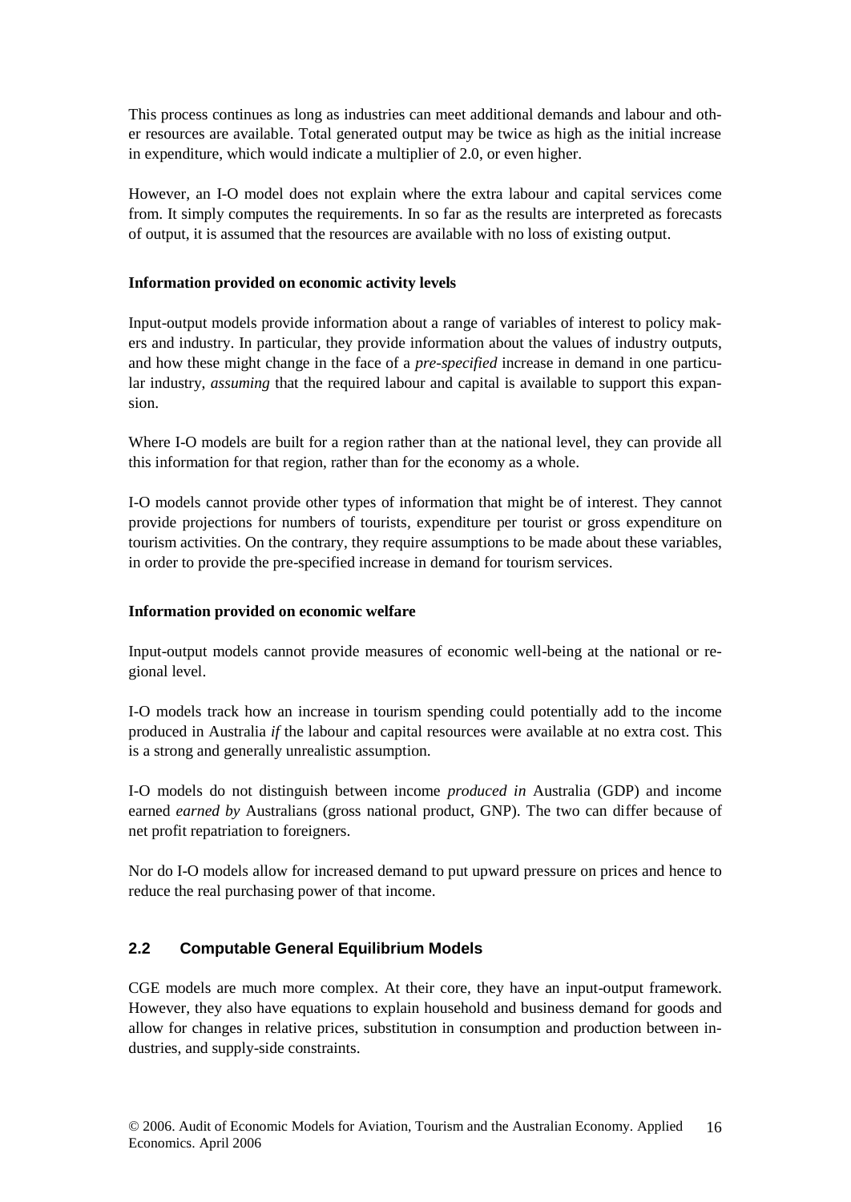This process continues as long as industries can meet additional demands and labour and other resources are available. Total generated output may be twice as high as the initial increase in expenditure, which would indicate a multiplier of 2.0, or even higher.

However, an I-O model does not explain where the extra labour and capital services come from. It simply computes the requirements. In so far as the results are interpreted as forecasts of output, it is assumed that the resources are available with no loss of existing output.

**Information provided on economic activity levels**

Input-output models provide information about a range of variables of interest to policy makers and industry. In particular, they provide information about the values of industry outputs, and how these might change in the face of a *pre-specified* increase in demand in one particular industry, *assuming* that the required labour and capital is available to support this expansion.

Where I-O models are built for a region rather than at the national level, they can provide all this information for that region, rather than for the economy as a whole.

I-O models cannot provide other types of information that might be of interest. They cannot provide projections for numbers of tourists, expenditure per tourist or gross expenditure on tourism activities. On the contrary, they require assumptions to be made about these variables, in order to provide the pre-specified increase in demand for tourism services.

**Information provided on economic welfare**

Input-output models cannot provide measures of economic well-being at the national or regional level.

I-O models track how an increase in tourism spending could potentially add to the income produced in Australia *if* the labour and capital resources were available at no extra cost. This is a strong and generally unrealistic assumption.

I-O models do not distinguish between income *produced in* Australia (GDP) and income earned *earned by* Australians (gross national product, GNP). The two can differ because of net profit repatriation to foreigners.

Nor do I-O models allow for increased demand to put upward pressure on prices and hence to reduce the real purchasing power of that income.

## 2.2 Computable General Equilibrium Models

CGE models are much more complex. At their core, they have an input-output framework. However, they also have equations to explain household and business demand for goods and allow for changes in relative prices, substitution in consumption and production between industries, and supply-side constraints.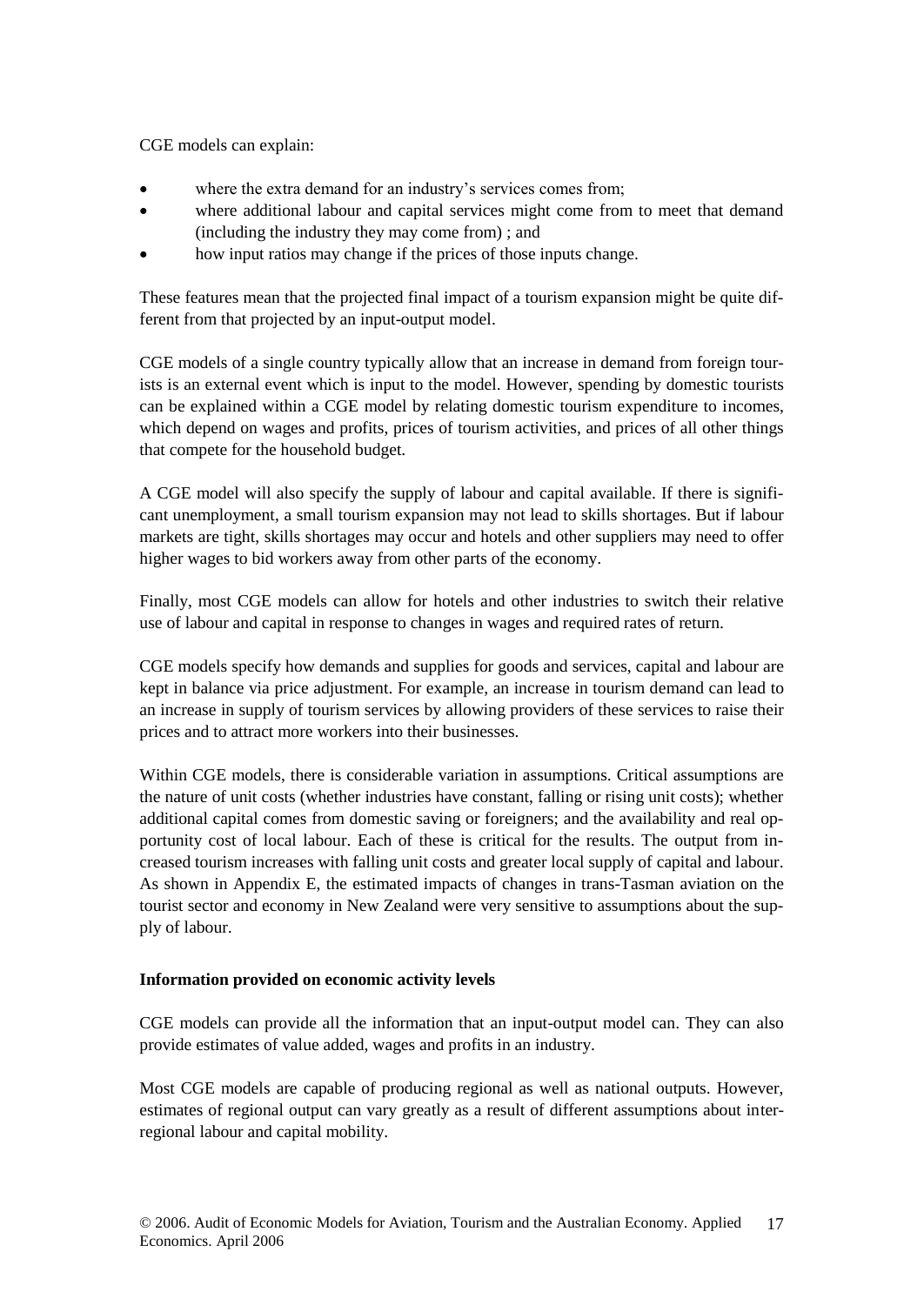CGE models can explain:

- where the extra demand for an industry's services comes from;
- where additional labour and capital services might come from to meet that demand (including the industry they may come from) ; and
- how input ratios may change if the prices of those inputs change.

These features mean that the projected final impact of a tourism expansion might be quite different from that projected by an input-output model.

CGE models of a single country typically allow that an increase in demand from foreign tourists is an external event which is input to the model. However, spending by domestic tourists can be explained within a CGE model by relating domestic tourism expenditure to incomes, which depend on wages and profits, prices of tourism activities, and prices of all other things that compete for the household budget.

A CGE model will also specify the supply of labour and capital available. If there is significant unemployment, a small tourism expansion may not lead to skills shortages. But if labour markets are tight, skills shortages may occur and hotels and other suppliers may need to offer higher wages to bid workers away from other parts of the economy.

Finally, most CGE models can allow for hotels and other industries to switch their relative use of labour and capital in response to changes in wages and required rates of return.

CGE models specify how demands and supplies for goods and services, capital and labour are kept in balance via price adjustment. For example, an increase in tourism demand can lead to an increase in supply of tourism services by allowing providers of these services to raise their prices and to attract more workers into their businesses.

Within CGE models, there is considerable variation in assumptions. Critical assumptions are the nature of unit costs (whether industries have constant, falling or rising unit costs); whether additional capital comes from domestic saving or foreigners; and the availability and real opportunity cost of local labour. Each of these is critical for the results. The output from increased tourism increases with falling unit costs and greater local supply of capital and labour. As shown in Appendix E, the estimated impacts of changes in trans-Tasman aviation on the tourist sector and economy in New Zealand were very sensitive to assumptions about the supply of labour.

**Information provided on economic activity levels**

CGE models can provide all the information that an input-output model can. They can also provide estimates of value added, wages and profits in an industry.

Most CGE models are capable of producing regional as well as national outputs. However, estimates of regional output can vary greatly as a result of different assumptions about inter-regional labour and capital mobility.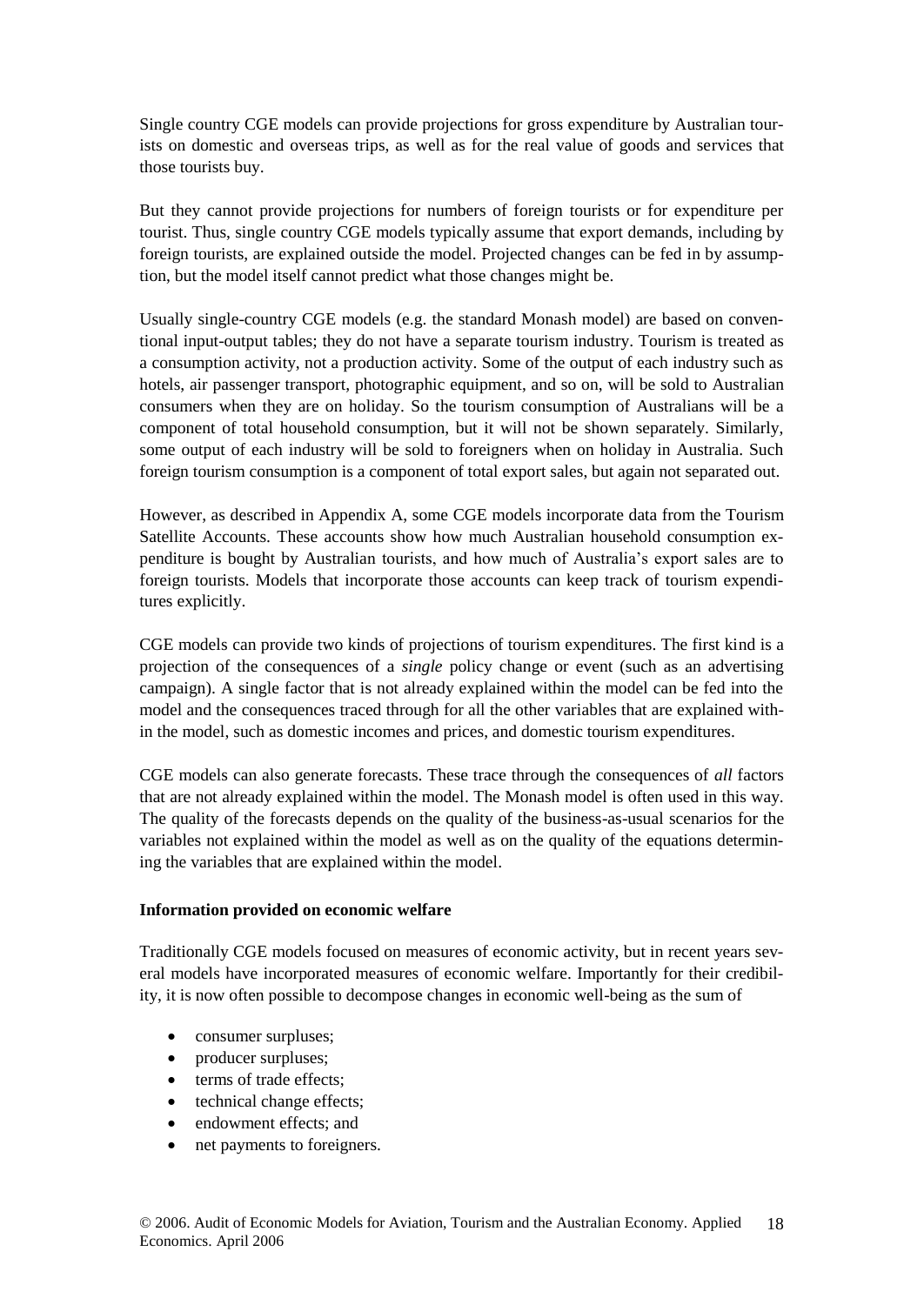Single country CGE models can provide projections for gross expenditure by Australian tourists on domestic and overseas trips, as well as for the real value of goods and services that those tourists buy.

But they cannot provide projections for numbers of foreign tourists or for expenditure per tourist. Thus, single country CGE models typically assume that export demands, including by foreign tourists, are explained outside the model. Projected changes can be fed in by assumption, but the model itself cannot predict what those changes might be.

Usually single-country CGE models (e.g. the standard Monash model) are based on conventional input-output tables; they do not have a separate tourism industry. Tourism is treated as a consumption activity, not a production activity. Some of the output of each industry such as hotels, air passenger transport, photographic equipment, and so on, will be sold to Australian consumers when they are on holiday. So the tourism consumption of Australians will be a component of total household consumption, but it will not be shown separately. Similarly, some output of each industry will be sold to foreigners when on holiday in Australia. Such foreign tourism consumption is a component of total export sales, but again not separated out.

However, as described in Appendix A, some CGE models incorporate data from the Tourism Satellite Accounts. These accounts show how much Australian household consumption expenditure is bought by Australian tourists, and how much of Australia's export sales are to foreign tourists. Models that incorporate those accounts can keep track of tourism expenditures explicitly.

CGE models can provide two kinds of projections of tourism expenditures. The first kind is a projection of the consequences of a *single* policy change or event (such as an advertising campaign). A single factor that is not already explained within the model can be fed into the model and the consequences traced through for all the other variables that are explained within the model, such as domestic incomes and prices, and domestic tourism expenditures.

CGE models can also generate forecasts. These trace through the consequences of *all* factors that are not already explained within the model. The Monash model is often used in this way. The quality of the forecasts depends on the quality of the business-as-usual scenarios for the variables not explained within the model as well as on the quality of the equations determining the variables that are explained within the model.

**Information provided on economic welfare**

Traditionally CGE models focused on measures of economic activity, but in recent years several models have incorporated measures of economic welfare. Importantly for their credibility, it is now often possible to decompose changes in economic well-being as the sum of

- consumer surpluses;
- producer surpluses;
- terms of trade effects;
- technical change effects;
- endowment effects; and
- net payments to foreigners.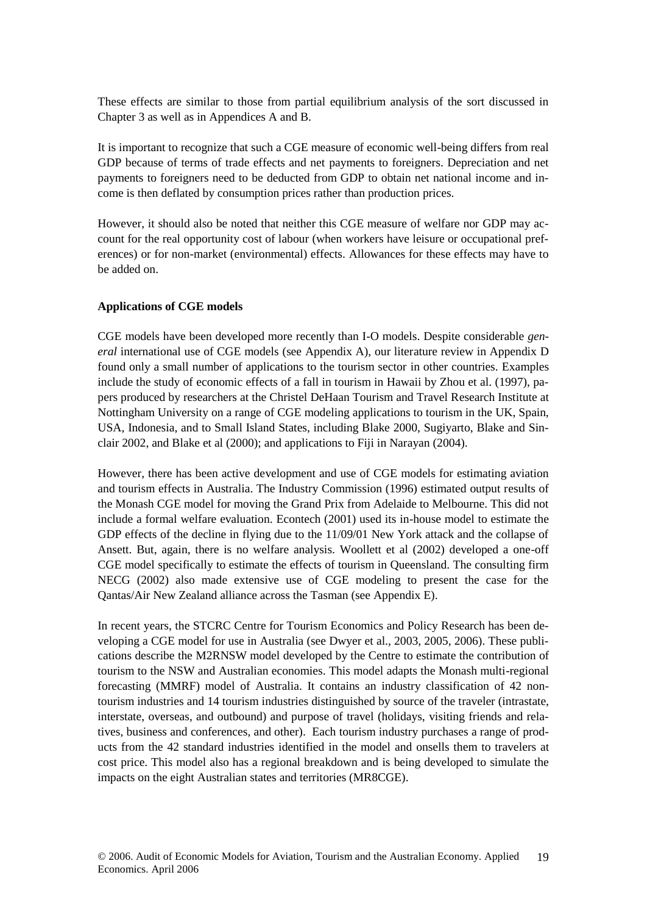These effects are similar to those from partial equilibrium analysis of the sort discussed in Chapter 3 as well as in Appendices A and B.

It is important to recognize that such a CGE measure of economic well-being differs from real GDP because of terms of trade effects and net payments to foreigners. Depreciation and net payments to foreigners need to be deducted from GDP to obtain net national income and income is then deflated by consumption prices rather than production prices.

However, it should also be noted that neither this CGE measure of welfare nor GDP may account for the real opportunity cost of labour (when workers have leisure or occupational preferences) or for non-market (environmental) effects. Allowances for these effects may have to be added on.

**Applications of CGE models**

CGE models have been developed more recently than I-O models. Despite considerable *general* international use of CGE models (see Appendix A), our literature review in Appendix D found only a small number of applications to the tourism sector in other countries. Examples include the study of economic effects of a fall in tourism in Hawaii by Zhou et al. (1997), papers produced by researchers at the Christel DeHaan Tourism and Travel Research Institute at Nottingham University on a range of CGE modeling applications to tourism in the UK, Spain, USA, Indonesia, and to Small Island States, including Blake 2000, Sugiyarto, Blake and Sinclair 2002, and Blake et al (2000); and applications to Fiji in Narayan (2004).

However, there has been active development and use of CGE models for estimating aviation and tourism effects in Australia. The Industry Commission (1996) estimated output results of the Monash CGE model for moving the Grand Prix from Adelaide to Melbourne. This did not include a formal welfare evaluation. Econtech (2001) used its in-house model to estimate the GDP effects of the decline in flying due to the 11/09/01 New York attack and the collapse of Ansett. But, again, there is no welfare analysis. Woollett et al (2002) developed a one-off CGE model specifically to estimate the effects of tourism in Queensland. The consulting firm NECG (2002) also made extensive use of CGE modeling to present the case for the Qantas/Air New Zealand alliance across the Tasman (see Appendix E).

In recent years, the STCRC Centre for Tourism Economics and Policy Research has been developing a CGE model for use in Australia (see Dwyer et al., 2003, 2005, 2006). These publications describe the M2RNSW model developed by the Centre to estimate the contribution of tourism to the NSW and Australian economies. This model adapts the Monash multi-regional forecasting (MMRF) model of Australia. It contains an industry classification of 42 non-tourism industries and 14 tourism industries distinguished by source of the traveler (intrastate, interstate, overseas, and outbound) and purpose of travel (holidays, visiting friends and relatives, business and conferences, and other). Each tourism industry purchases a range of products from the 42 standard industries identified in the model and onsells them to travelers at cost price. This model also has a regional breakdown and is being developed to simulate the impacts on the eight Australian states and territories (MR8CGE).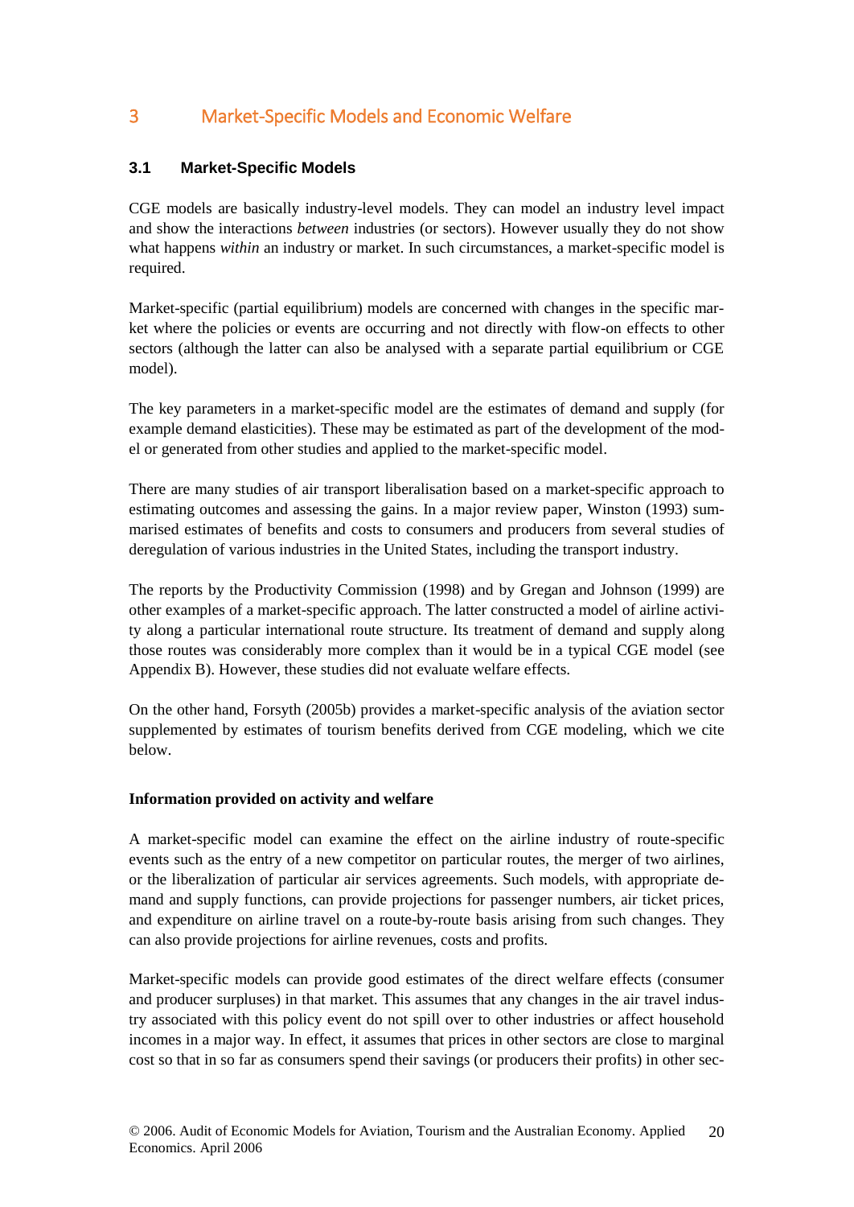# 3 Market-Specific Models and Economic Welfare

## 3.1 Market-Specific Models

CGE models are basically industry-level models. They can model an industry level impact and show the interactions *between* industries (or sectors). However usually they do not show what happens *within* an industry or market. In such circumstances, a market-specific model is required.

Market-specific (partial equilibrium) models are concerned with changes in the specific market where the policies or events are occurring and not directly with flow-on effects to other sectors (although the latter can also be analysed with a separate partial equilibrium or CGE model).

The key parameters in a market-specific model are the estimates of demand and supply (for example demand elasticities). These may be estimated as part of the development of the model or generated from other studies and applied to the market-specific model.

There are many studies of air transport liberalisation based on a market-specific approach to estimating outcomes and assessing the gains. In a major review paper, Winston (1993) summarised estimates of benefits and costs to consumers and producers from several studies of deregulation of various industries in the United States, including the transport industry.

The reports by the Productivity Commission (1998) and by Gregan and Johnson (1999) are other examples of a market-specific approach. The latter constructed a model of airline activity along a particular international route structure. Its treatment of demand and supply along those routes was considerably more complex than it would be in a typical CGE model (see Appendix B). However, these studies did not evaluate welfare effects.

On the other hand, Forsyth (2005b) provides a market-specific analysis of the aviation sector supplemented by estimates of tourism benefits derived from CGE modeling, which we cite below.

**Information provided on activity and welfare**

A market-specific model can examine the effect on the airline industry of route-specific events such as the entry of a new competitor on particular routes, the merger of two airlines, or the liberalization of particular air services agreements. Such models, with appropriate demand and supply functions, can provide projections for passenger numbers, air ticket prices, and expenditure on airline travel on a route-by-route basis arising from such changes. They can also provide projections for airline revenues, costs and profits.

Market-specific models can provide good estimates of the direct welfare effects (consumer and producer surpluses) in that market. This assumes that any changes in the air travel industry associated with this policy event do not spill over to other industries or affect household incomes in a major way. In effect, it assumes that prices in other sectors are close to marginal cost so that in so far as consumers spend their savings (or producers their profits) in other sec-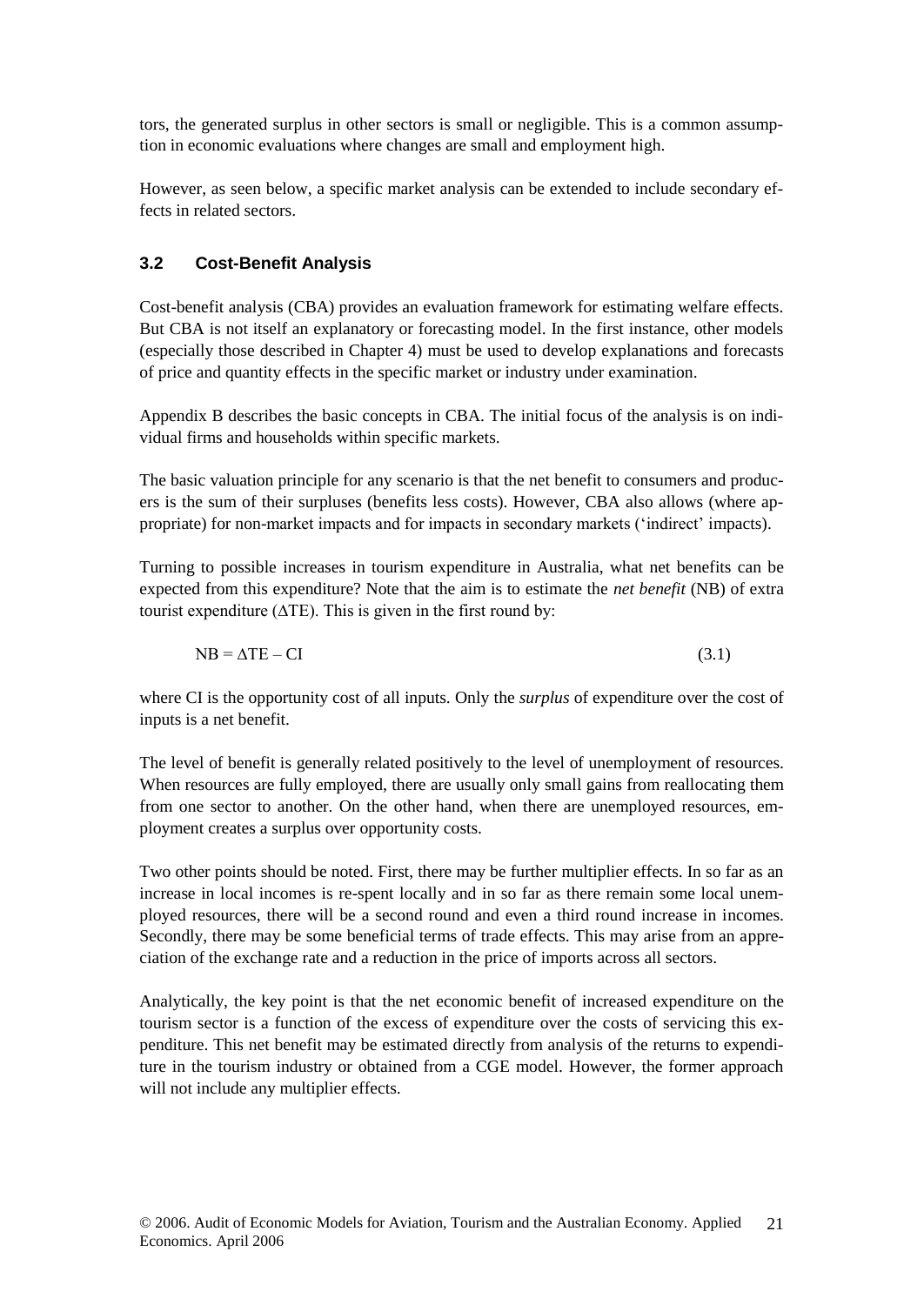tors, the generated surplus in other sectors is small or negligible. This is a common assumption in economic evaluations where changes are small and employment high.

However, as seen below, a specific market analysis can be extended to include secondary effects in related sectors.

### 3.2 Cost-Benefit Analysis

Cost-benefit analysis (CBA) provides an evaluation framework for estimating welfare effects. But CBA is not itself an explanatory or forecasting model. In the first instance, other models (especially those described in Chapter 4) must be used to develop explanations and forecasts of price and quantity effects in the specific market or industry under examination.

Appendix B describes the basic concepts in CBA. The initial focus of the analysis is on individual firms and households within specific markets.

The basic valuation principle for any scenario is that the net benefit to consumers and producers is the sum of their surpluses (benefits less costs). However, CBA also allows (where appropriate) for non-market impacts and for impacts in secondary markets ('indirect' impacts).

Turning to possible increases in tourism expenditure in Australia, what net benefits can be expected from this expenditure? Note that the aim is to estimate the *net benefit* (NB) of extra tourist expenditure ($\Delta$TE). This is given in the first round by:

$$NB = \Delta TE - CI \qquad (3.1)$$

where CI is the opportunity cost of all inputs. Only the *surplus* of expenditure over the cost of inputs is a net benefit.

The level of benefit is generally related positively to the level of unemployment of resources. When resources are fully employed, there are usually only small gains from reallocating them from one sector to another. On the other hand, when there are unemployed resources, employment creates a surplus over opportunity costs.

Two other points should be noted. First, there may be further multiplier effects. In so far as an increase in local incomes is re-spent locally and in so far as there remain some local unemployed resources, there will be a second round and even a third round increase in incomes. Secondly, there may be some beneficial terms of trade effects. This may arise from an appreciation of the exchange rate and a reduction in the price of imports across all sectors.

Analytically, the key point is that the net economic benefit of increased expenditure on the tourism sector is a function of the excess of expenditure over the costs of servicing this expenditure. This net benefit may be estimated directly from analysis of the returns to expenditure in the tourism industry or obtained from a CGE model. However, the former approach will not include any multiplier effects.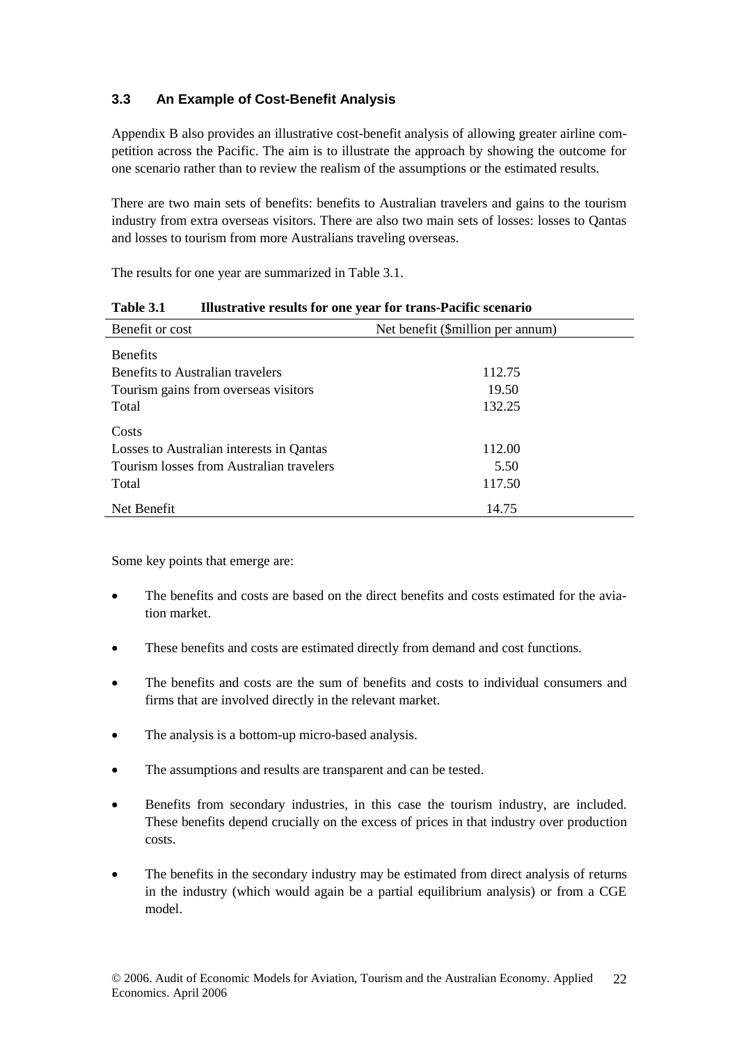### 3.3 An Example of Cost-Benefit Analysis

Appendix B also provides an illustrative cost-benefit analysis of allowing greater airline competition across the Pacific. The aim is to illustrate the approach by showing the outcome for one scenario rather than to review the realism of the assumptions or the estimated results.

There are two main sets of benefits: benefits to Australian travelers and gains to the tourism industry from extra overseas visitors. There are also two main sets of losses: losses to Qantas and losses to tourism from more Australians traveling overseas.

The results for one year are summarized in Table 3.1.

**Table 3.1 Illustrative results for one year for trans-Pacific scenario**

| Benefit or cost | Net benefit ($million per annum) |
|---|---|
| Benefits | |
| Benefits to Australian travelers | 112.75 |
| Tourism gains from overseas visitors | 19.50 |
| Total | 132.25 |
| Costs | |
| Losses to Australian interests in Qantas | 112.00 |
| Tourism losses from Australian travelers | 5.50 |
| Total | 117.50 |
| Net Benefit | 14.75 |

Some key points that emerge are:

- The benefits and costs are based on the direct benefits and costs estimated for the aviation market.
- These benefits and costs are estimated directly from demand and cost functions.
- The benefits and costs are the sum of benefits and costs to individual consumers and firms that are involved directly in the relevant market.
- The analysis is a bottom-up micro-based analysis.
- The assumptions and results are transparent and can be tested.
- Benefits from secondary industries, in this case the tourism industry, are included. These benefits depend crucially on the excess of prices in that industry over production costs.
- The benefits in the secondary industry may be estimated from direct analysis of returns in the industry (which would again be a partial equilibrium analysis) or from a CGE model.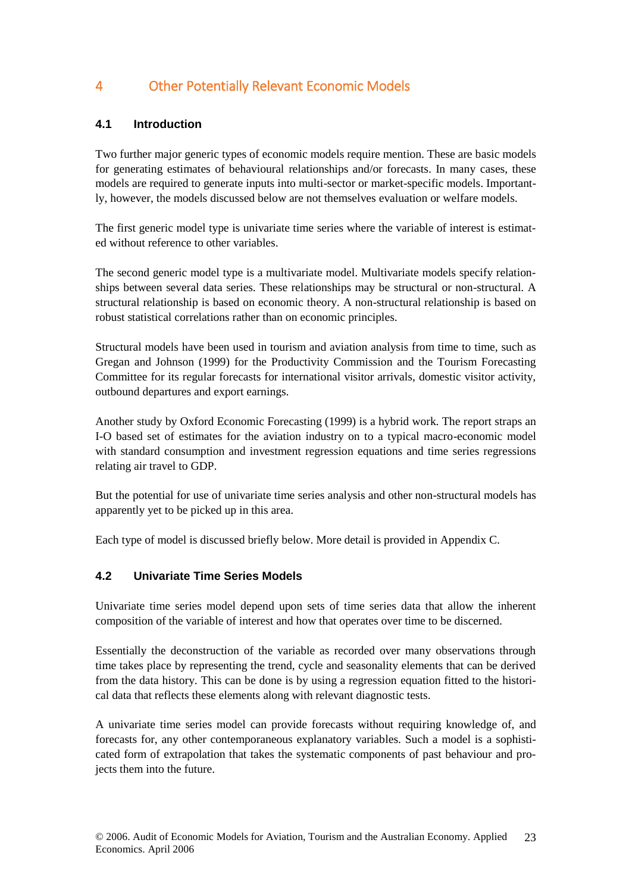# 4 Other Potentially Relevant Economic Models

## 4.1 Introduction

Two further major generic types of economic models require mention. These are basic models for generating estimates of behavioural relationships and/or forecasts. In many cases, these models are required to generate inputs into multi-sector or market-specific models. Importantly, however, the models discussed below are not themselves evaluation or welfare models.

The first generic model type is univariate time series where the variable of interest is estimated without reference to other variables.

The second generic model type is a multivariate model. Multivariate models specify relationships between several data series. These relationships may be structural or non-structural. A structural relationship is based on economic theory. A non-structural relationship is based on robust statistical correlations rather than on economic principles.

Structural models have been used in tourism and aviation analysis from time to time, such as Gregan and Johnson (1999) for the Productivity Commission and the Tourism Forecasting Committee for its regular forecasts for international visitor arrivals, domestic visitor activity, outbound departures and export earnings.

Another study by Oxford Economic Forecasting (1999) is a hybrid work. The report straps an I-O based set of estimates for the aviation industry on to a typical macro-economic model with standard consumption and investment regression equations and time series regressions relating air travel to GDP.

But the potential for use of univariate time series analysis and other non-structural models has apparently yet to be picked up in this area.

Each type of model is discussed briefly below. More detail is provided in Appendix C.

## 4.2 Univariate Time Series Models

Univariate time series model depend upon sets of time series data that allow the inherent composition of the variable of interest and how that operates over time to be discerned.

Essentially the deconstruction of the variable as recorded over many observations through time takes place by representing the trend, cycle and seasonality elements that can be derived from the data history. This can be done is by using a regression equation fitted to the historical data that reflects these elements along with relevant diagnostic tests.

A univariate time series model can provide forecasts without requiring knowledge of, and forecasts for, any other contemporaneous explanatory variables. Such a model is a sophisticated form of extrapolation that takes the systematic components of past behaviour and projects them into the future.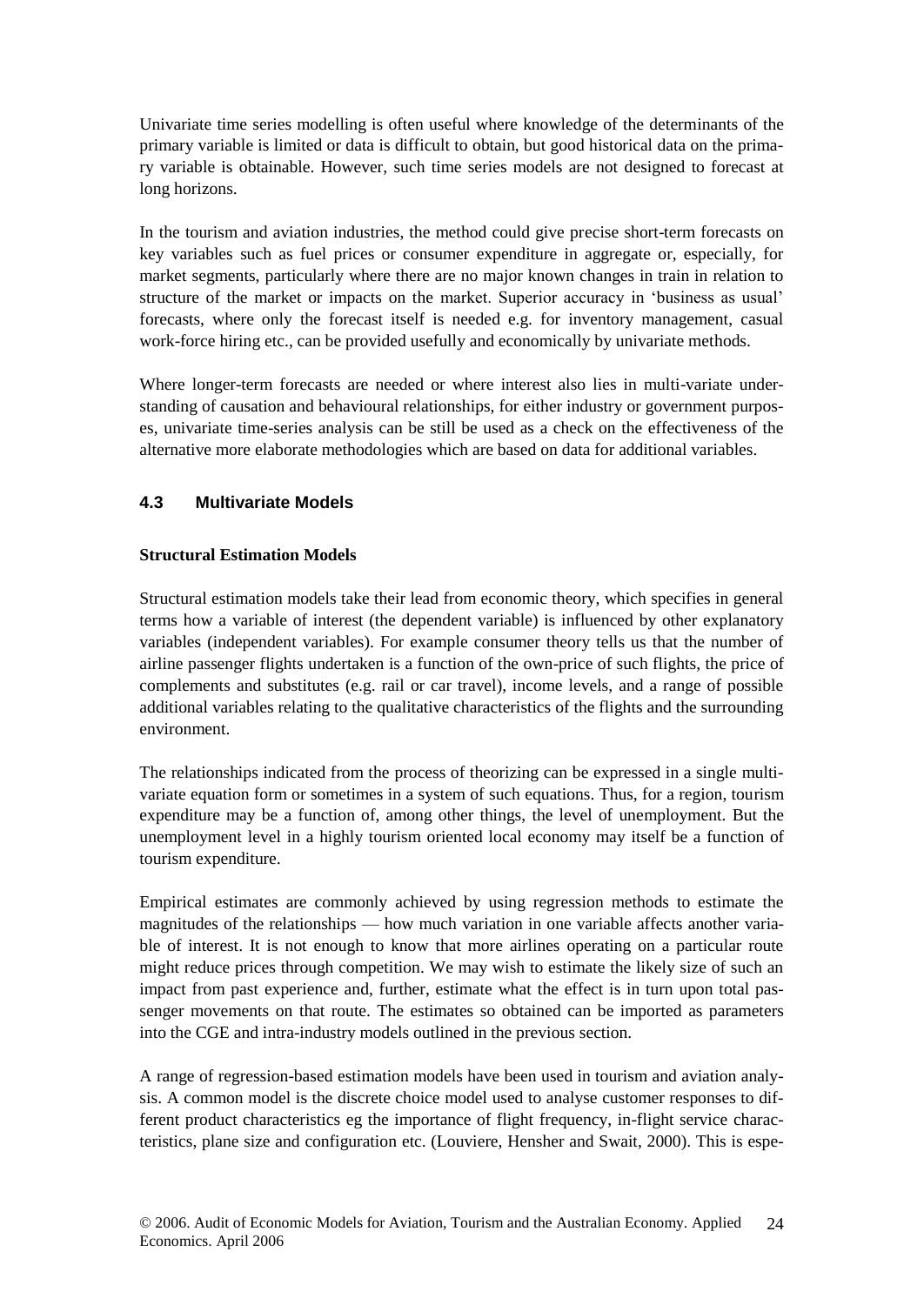Univariate time series modelling is often useful where knowledge of the determinants of the primary variable is limited or data is difficult to obtain, but good historical data on the primary variable is obtainable. However, such time series models are not designed to forecast at long horizons.

In the tourism and aviation industries, the method could give precise short-term forecasts on key variables such as fuel prices or consumer expenditure in aggregate or, especially, for market segments, particularly where there are no major known changes in train in relation to structure of the market or impacts on the market. Superior accuracy in 'business as usual' forecasts, where only the forecast itself is needed e.g. for inventory management, casual work-force hiring etc., can be provided usefully and economically by univariate methods.

Where longer-term forecasts are needed or where interest also lies in multi-variate understanding of causation and behavioural relationships, for either industry or government purposes, univariate time-series analysis can be still be used as a check on the effectiveness of the alternative more elaborate methodologies which are based on data for additional variables.

### 4.3 Multivariate Models

**Structural Estimation Models**

Structural estimation models take their lead from economic theory, which specifies in general terms how a variable of interest (the dependent variable) is influenced by other explanatory variables (independent variables). For example consumer theory tells us that the number of airline passenger flights undertaken is a function of the own-price of such flights, the price of complements and substitutes (e.g. rail or car travel), income levels, and a range of possible additional variables relating to the qualitative characteristics of the flights and the surrounding environment.

The relationships indicated from the process of theorizing can be expressed in a single multivariate equation form or sometimes in a system of such equations. Thus, for a region, tourism expenditure may be a function of, among other things, the level of unemployment. But the unemployment level in a highly tourism oriented local economy may itself be a function of tourism expenditure.

Empirical estimates are commonly achieved by using regression methods to estimate the magnitudes of the relationships — how much variation in one variable affects another variable of interest. It is not enough to know that more airlines operating on a particular route might reduce prices through competition. We may wish to estimate the likely size of such an impact from past experience and, further, estimate what the effect is in turn upon total passenger movements on that route. The estimates so obtained can be imported as parameters into the CGE and intra-industry models outlined in the previous section.

A range of regression-based estimation models have been used in tourism and aviation analysis. A common model is the discrete choice model used to analyse customer responses to different product characteristics eg the importance of flight frequency, in-flight service characteristics, plane size and configuration etc. (Louviere, Hensher and Swait, 2000). This is espe-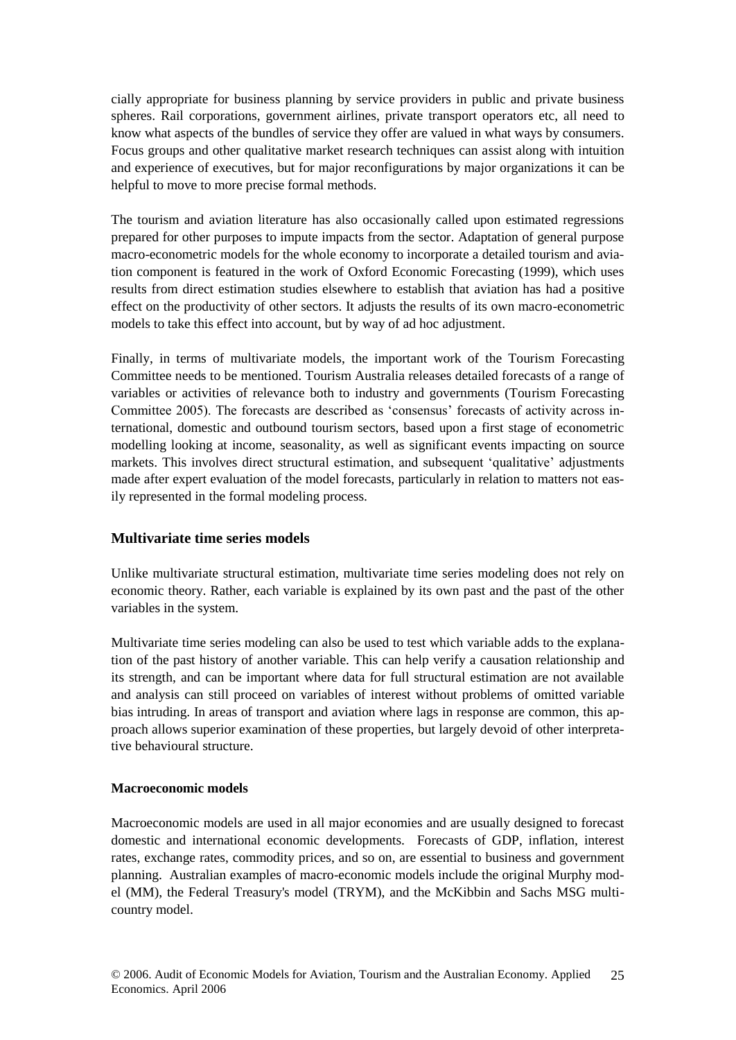cially appropriate for business planning by service providers in public and private business spheres. Rail corporations, government airlines, private transport operators etc, all need to know what aspects of the bundles of service they offer are valued in what ways by consumers. Focus groups and other qualitative market research techniques can assist along with intuition and experience of executives, but for major reconfigurations by major organizations it can be helpful to move to more precise formal methods.

The tourism and aviation literature has also occasionally called upon estimated regressions prepared for other purposes to impute impacts from the sector. Adaptation of general purpose macro-econometric models for the whole economy to incorporate a detailed tourism and aviation component is featured in the work of Oxford Economic Forecasting (1999), which uses results from direct estimation studies elsewhere to establish that aviation has had a positive effect on the productivity of other sectors. It adjusts the results of its own macro-econometric models to take this effect into account, but by way of ad hoc adjustment.

Finally, in terms of multivariate models, the important work of the Tourism Forecasting Committee needs to be mentioned. Tourism Australia releases detailed forecasts of a range of variables or activities of relevance both to industry and governments (Tourism Forecasting Committee 2005). The forecasts are described as 'consensus' forecasts of activity across international, domestic and outbound tourism sectors, based upon a first stage of econometric modelling looking at income, seasonality, as well as significant events impacting on source markets. This involves direct structural estimation, and subsequent 'qualitative' adjustments made after expert evaluation of the model forecasts, particularly in relation to matters not easily represented in the formal modeling process.

## Multivariate time series models

Unlike multivariate structural estimation, multivariate time series modeling does not rely on economic theory. Rather, each variable is explained by its own past and the past of the other variables in the system.

Multivariate time series modeling can also be used to test which variable adds to the explanation of the past history of another variable. This can help verify a causation relationship and its strength, and can be important where data for full structural estimation are not available and analysis can still proceed on variables of interest without problems of omitted variable bias intruding. In areas of transport and aviation where lags in response are common, this approach allows superior examination of these properties, but largely devoid of other interpretative behavioural structure.

### Macroeconomic models

Macroeconomic models are used in all major economies and are usually designed to forecast domestic and international economic developments. Forecasts of GDP, inflation, interest rates, exchange rates, commodity prices, and so on, are essential to business and government planning. Australian examples of macro-economic models include the original Murphy model (MM), the Federal Treasury's model (TRYM), and the McKibbin and Sachs MSG multi-country model.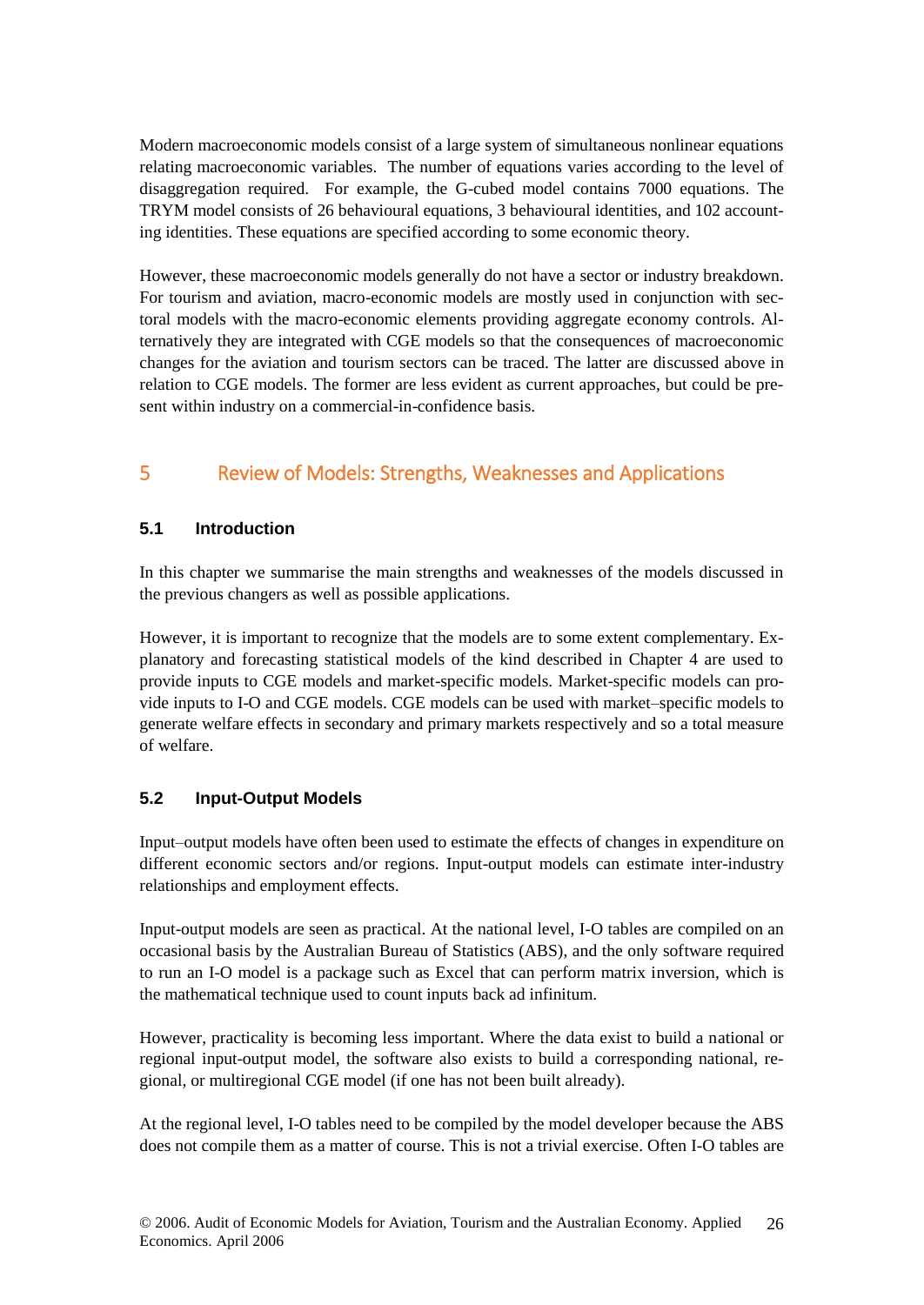Modern macroeconomic models consist of a large system of simultaneous nonlinear equations relating macroeconomic variables. The number of equations varies according to the level of disaggregation required. For example, the G-cubed model contains 7000 equations. The TRYM model consists of 26 behavioural equations, 3 behavioural identities, and 102 accounting identities. These equations are specified according to some economic theory.

However, these macroeconomic models generally do not have a sector or industry breakdown. For tourism and aviation, macro-economic models are mostly used in conjunction with sectoral models with the macro-economic elements providing aggregate economy controls. Alternatively they are integrated with CGE models so that the consequences of macroeconomic changes for the aviation and tourism sectors can be traced. The latter are discussed above in relation to CGE models. The former are less evident as current approaches, but could be present within industry on a commercial-in-confidence basis.

# 5 Review of Models: Strengths, Weaknesses and Applications

## 5.1 Introduction

In this chapter we summarise the main strengths and weaknesses of the models discussed in the previous changers as well as possible applications.

However, it is important to recognize that the models are to some extent complementary. Explanatory and forecasting statistical models of the kind described in Chapter 4 are used to provide inputs to CGE models and market-specific models. Market-specific models can provide inputs to I-O and CGE models. CGE models can be used with market–specific models to generate welfare effects in secondary and primary markets respectively and so a total measure of welfare.

## 5.2 Input-Output Models

Input–output models have often been used to estimate the effects of changes in expenditure on different economic sectors and/or regions. Input-output models can estimate inter-industry relationships and employment effects.

Input-output models are seen as practical. At the national level, I-O tables are compiled on an occasional basis by the Australian Bureau of Statistics (ABS), and the only software required to run an I-O model is a package such as Excel that can perform matrix inversion, which is the mathematical technique used to count inputs back ad infinitum.

However, practicality is becoming less important. Where the data exist to build a national or regional input-output model, the software also exists to build a corresponding national, regional, or multiregional CGE model (if one has not been built already).

At the regional level, I-O tables need to be compiled by the model developer because the ABS does not compile them as a matter of course. This is not a trivial exercise. Often I-O tables are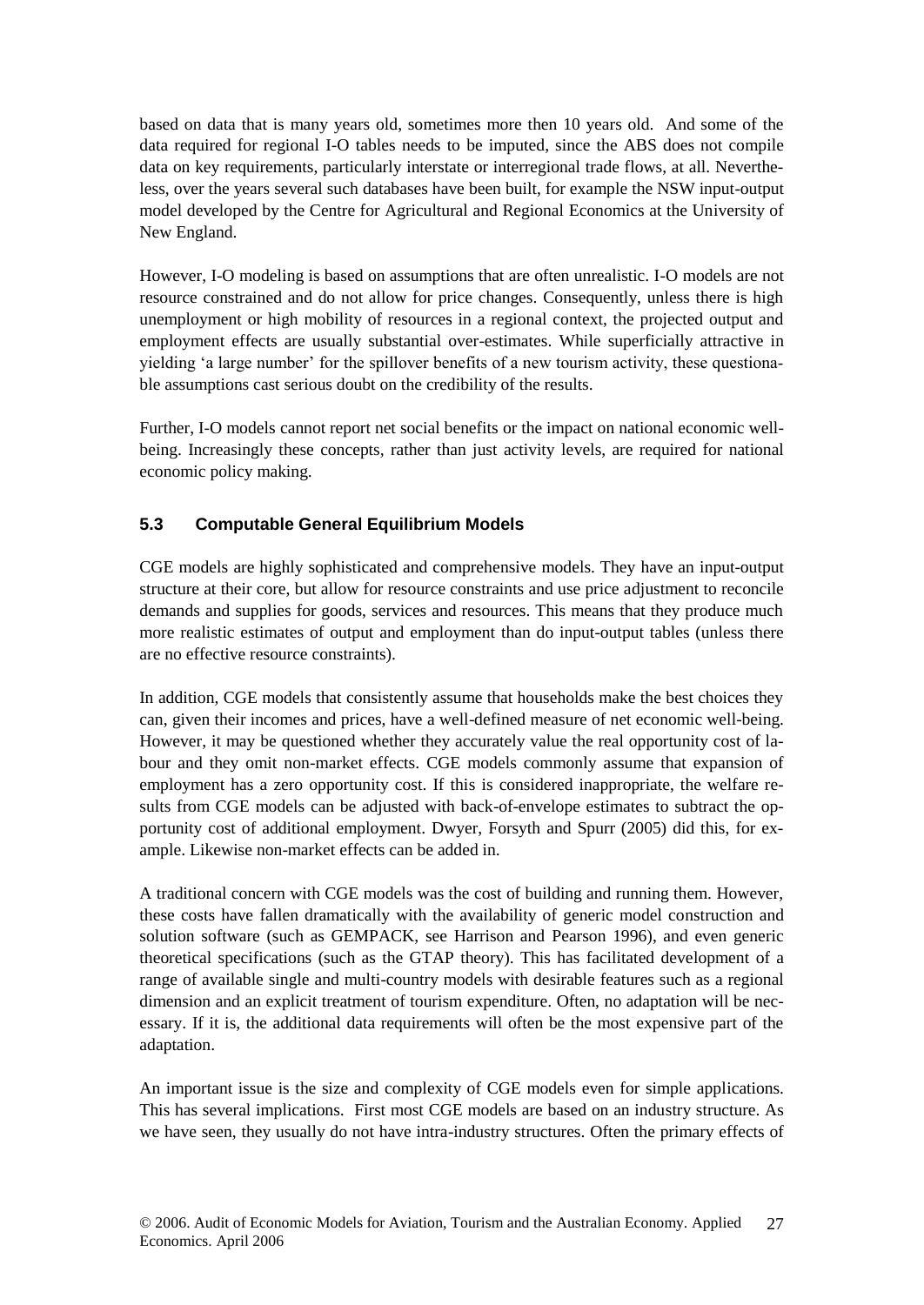based on data that is many years old, sometimes more then 10 years old. And some of the data required for regional I-O tables needs to be imputed, since the ABS does not compile data on key requirements, particularly interstate or interregional trade flows, at all. Nevertheless, over the years several such databases have been built, for example the NSW input-output model developed by the Centre for Agricultural and Regional Economics at the University of New England.

However, I-O modeling is based on assumptions that are often unrealistic. I-O models are not resource constrained and do not allow for price changes. Consequently, unless there is high unemployment or high mobility of resources in a regional context, the projected output and employment effects are usually substantial over-estimates. While superficially attractive in yielding 'a large number' for the spillover benefits of a new tourism activity, these questionable assumptions cast serious doubt on the credibility of the results.

Further, I-O models cannot report net social benefits or the impact on national economic well-being. Increasingly these concepts, rather than just activity levels, are required for national economic policy making.

### 5.3 Computable General Equilibrium Models

CGE models are highly sophisticated and comprehensive models. They have an input-output structure at their core, but allow for resource constraints and use price adjustment to reconcile demands and supplies for goods, services and resources. This means that they produce much more realistic estimates of output and employment than do input-output tables (unless there are no effective resource constraints).

In addition, CGE models that consistently assume that households make the best choices they can, given their incomes and prices, have a well-defined measure of net economic well-being. However, it may be questioned whether they accurately value the real opportunity cost of labour and they omit non-market effects. CGE models commonly assume that expansion of employment has a zero opportunity cost. If this is considered inappropriate, the welfare results from CGE models can be adjusted with back-of-envelope estimates to subtract the opportunity cost of additional employment. Dwyer, Forsyth and Spurr (2005) did this, for example. Likewise non-market effects can be added in.

A traditional concern with CGE models was the cost of building and running them. However, these costs have fallen dramatically with the availability of generic model construction and solution software (such as GEMPACK, see Harrison and Pearson 1996), and even generic theoretical specifications (such as the GTAP theory). This has facilitated development of a range of available single and multi-country models with desirable features such as a regional dimension and an explicit treatment of tourism expenditure. Often, no adaptation will be necessary. If it is, the additional data requirements will often be the most expensive part of the adaptation.

An important issue is the size and complexity of CGE models even for simple applications. This has several implications. First most CGE models are based on an industry structure. As we have seen, they usually do not have intra-industry structures. Often the primary effects of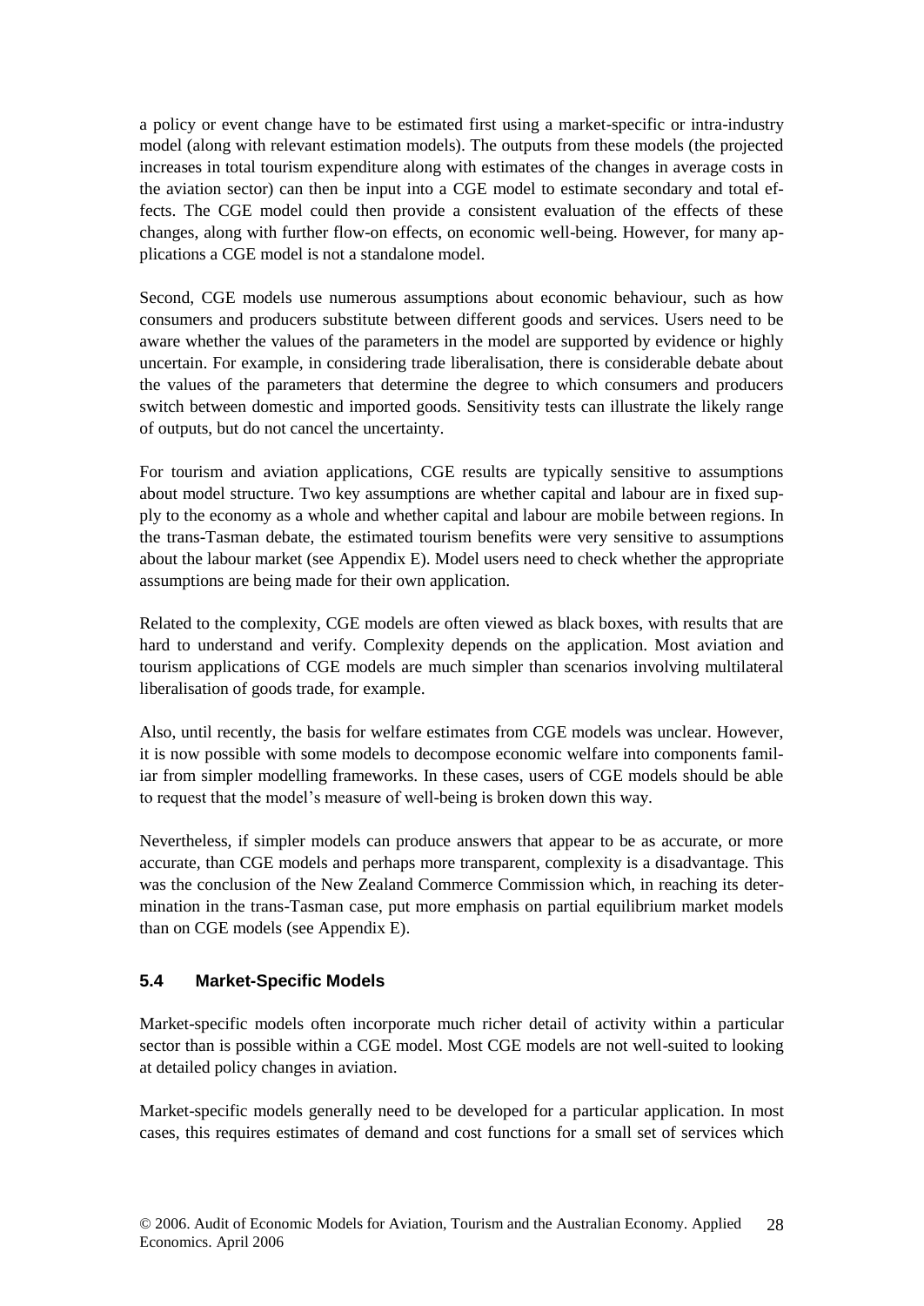a policy or event change have to be estimated first using a market-specific or intra-industry model (along with relevant estimation models). The outputs from these models (the projected increases in total tourism expenditure along with estimates of the changes in average costs in the aviation sector) can then be input into a CGE model to estimate secondary and total effects. The CGE model could then provide a consistent evaluation of the effects of these changes, along with further flow-on effects, on economic well-being. However, for many applications a CGE model is not a standalone model.

Second, CGE models use numerous assumptions about economic behaviour, such as how consumers and producers substitute between different goods and services. Users need to be aware whether the values of the parameters in the model are supported by evidence or highly uncertain. For example, in considering trade liberalisation, there is considerable debate about the values of the parameters that determine the degree to which consumers and producers switch between domestic and imported goods. Sensitivity tests can illustrate the likely range of outputs, but do not cancel the uncertainty.

For tourism and aviation applications, CGE results are typically sensitive to assumptions about model structure. Two key assumptions are whether capital and labour are in fixed supply to the economy as a whole and whether capital and labour are mobile between regions. In the trans-Tasman debate, the estimated tourism benefits were very sensitive to assumptions about the labour market (see Appendix E). Model users need to check whether the appropriate assumptions are being made for their own application.

Related to the complexity, CGE models are often viewed as black boxes, with results that are hard to understand and verify. Complexity depends on the application. Most aviation and tourism applications of CGE models are much simpler than scenarios involving multilateral liberalisation of goods trade, for example.

Also, until recently, the basis for welfare estimates from CGE models was unclear. However, it is now possible with some models to decompose economic welfare into components familiar from simpler modelling frameworks. In these cases, users of CGE models should be able to request that the model's measure of well-being is broken down this way.

Nevertheless, if simpler models can produce answers that appear to be as accurate, or more accurate, than CGE models and perhaps more transparent, complexity is a disadvantage. This was the conclusion of the New Zealand Commerce Commission which, in reaching its determination in the trans-Tasman case, put more emphasis on partial equilibrium market models than on CGE models (see Appendix E).

### 5.4 Market-Specific Models

Market-specific models often incorporate much richer detail of activity within a particular sector than is possible within a CGE model. Most CGE models are not well-suited to looking at detailed policy changes in aviation.

Market-specific models generally need to be developed for a particular application. In most cases, this requires estimates of demand and cost functions for a small set of services which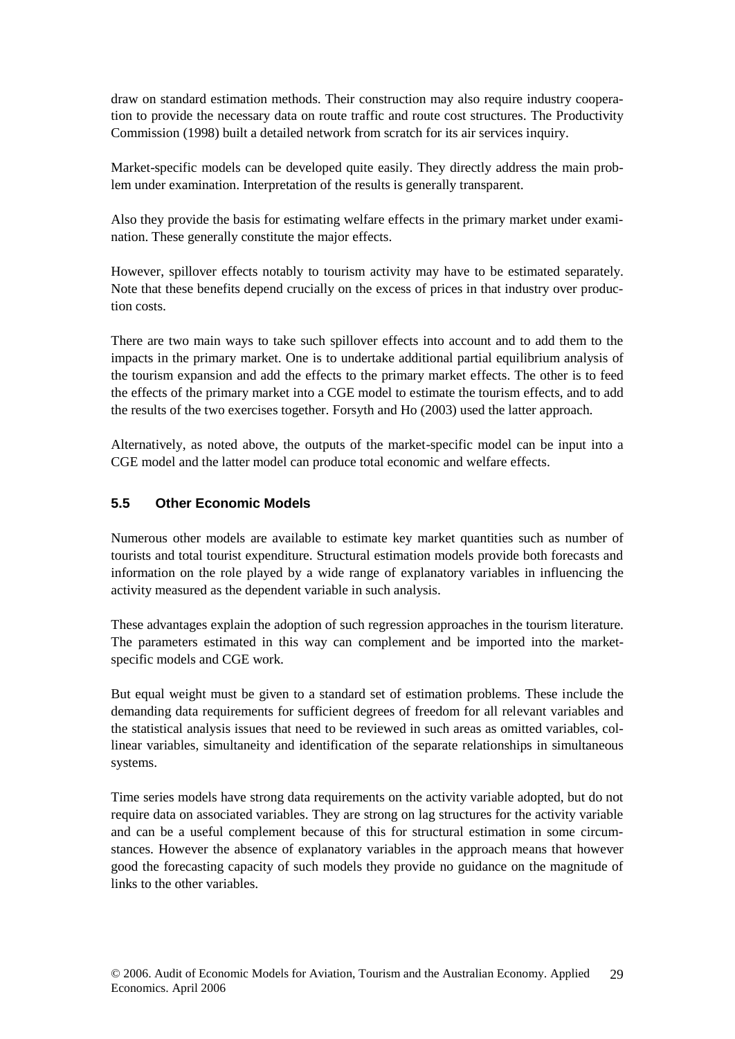draw on standard estimation methods. Their construction may also require industry cooperation to provide the necessary data on route traffic and route cost structures. The Productivity Commission (1998) built a detailed network from scratch for its air services inquiry.

Market-specific models can be developed quite easily. They directly address the main problem under examination. Interpretation of the results is generally transparent.

Also they provide the basis for estimating welfare effects in the primary market under examination. These generally constitute the major effects.

However, spillover effects notably to tourism activity may have to be estimated separately. Note that these benefits depend crucially on the excess of prices in that industry over production costs.

There are two main ways to take such spillover effects into account and to add them to the impacts in the primary market. One is to undertake additional partial equilibrium analysis of the tourism expansion and add the effects to the primary market effects. The other is to feed the effects of the primary market into a CGE model to estimate the tourism effects, and to add the results of the two exercises together. Forsyth and Ho (2003) used the latter approach.

Alternatively, as noted above, the outputs of the market-specific model can be input into a CGE model and the latter model can produce total economic and welfare effects.

### 5.5 Other Economic Models

Numerous other models are available to estimate key market quantities such as number of tourists and total tourist expenditure. Structural estimation models provide both forecasts and information on the role played by a wide range of explanatory variables in influencing the activity measured as the dependent variable in such analysis.

These advantages explain the adoption of such regression approaches in the tourism literature. The parameters estimated in this way can complement and be imported into the market-specific models and CGE work.

But equal weight must be given to a standard set of estimation problems. These include the demanding data requirements for sufficient degrees of freedom for all relevant variables and the statistical analysis issues that need to be reviewed in such areas as omitted variables, collinear variables, simultaneity and identification of the separate relationships in simultaneous systems.

Time series models have strong data requirements on the activity variable adopted, but do not require data on associated variables. They are strong on lag structures for the activity variable and can be a useful complement because of this for structural estimation in some circumstances. However the absence of explanatory variables in the approach means that however good the forecasting capacity of such models they provide no guidance on the magnitude of links to the other variables.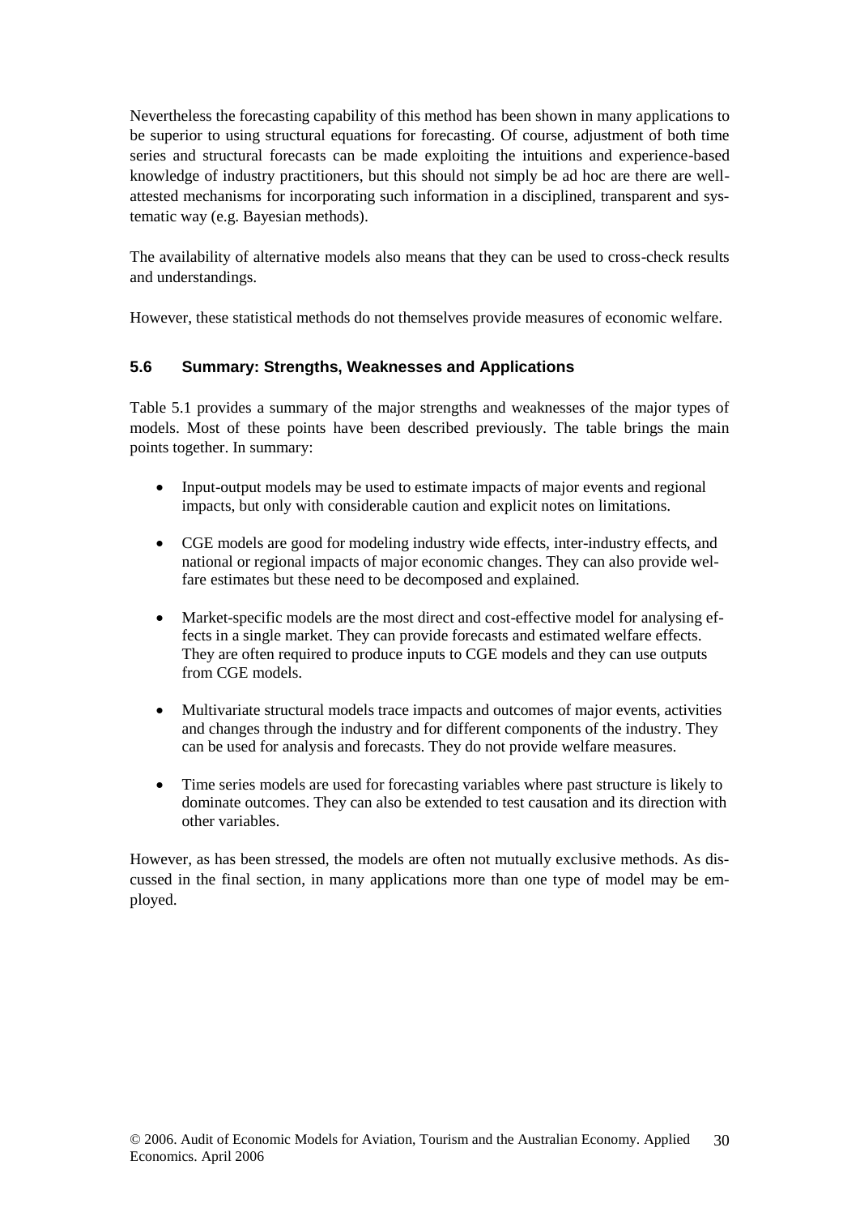Nevertheless the forecasting capability of this method has been shown in many applications to be superior to using structural equations for forecasting. Of course, adjustment of both time series and structural forecasts can be made exploiting the intuitions and experience-based knowledge of industry practitioners, but this should not simply be ad hoc are there are well-attested mechanisms for incorporating such information in a disciplined, transparent and systematic way (e.g. Bayesian methods).

The availability of alternative models also means that they can be used to cross-check results and understandings.

However, these statistical methods do not themselves provide measures of economic welfare.

### 5.6 Summary: Strengths, Weaknesses and Applications

Table 5.1 provides a summary of the major strengths and weaknesses of the major types of models. Most of these points have been described previously. The table brings the main points together. In summary:

- Input-output models may be used to estimate impacts of major events and regional impacts, but only with considerable caution and explicit notes on limitations.
- CGE models are good for modeling industry wide effects, inter-industry effects, and national or regional impacts of major economic changes. They can also provide welfare estimates but these need to be decomposed and explained.
- Market-specific models are the most direct and cost-effective model for analysing effects in a single market. They can provide forecasts and estimated welfare effects. They are often required to produce inputs to CGE models and they can use outputs from CGE models.
- Multivariate structural models trace impacts and outcomes of major events, activities and changes through the industry and for different components of the industry. They can be used for analysis and forecasts. They do not provide welfare measures.
- Time series models are used for forecasting variables where past structure is likely to dominate outcomes. They can also be extended to test causation and its direction with other variables.

However, as has been stressed, the models are often not mutually exclusive methods. As discussed in the final section, in many applications more than one type of model may be employed.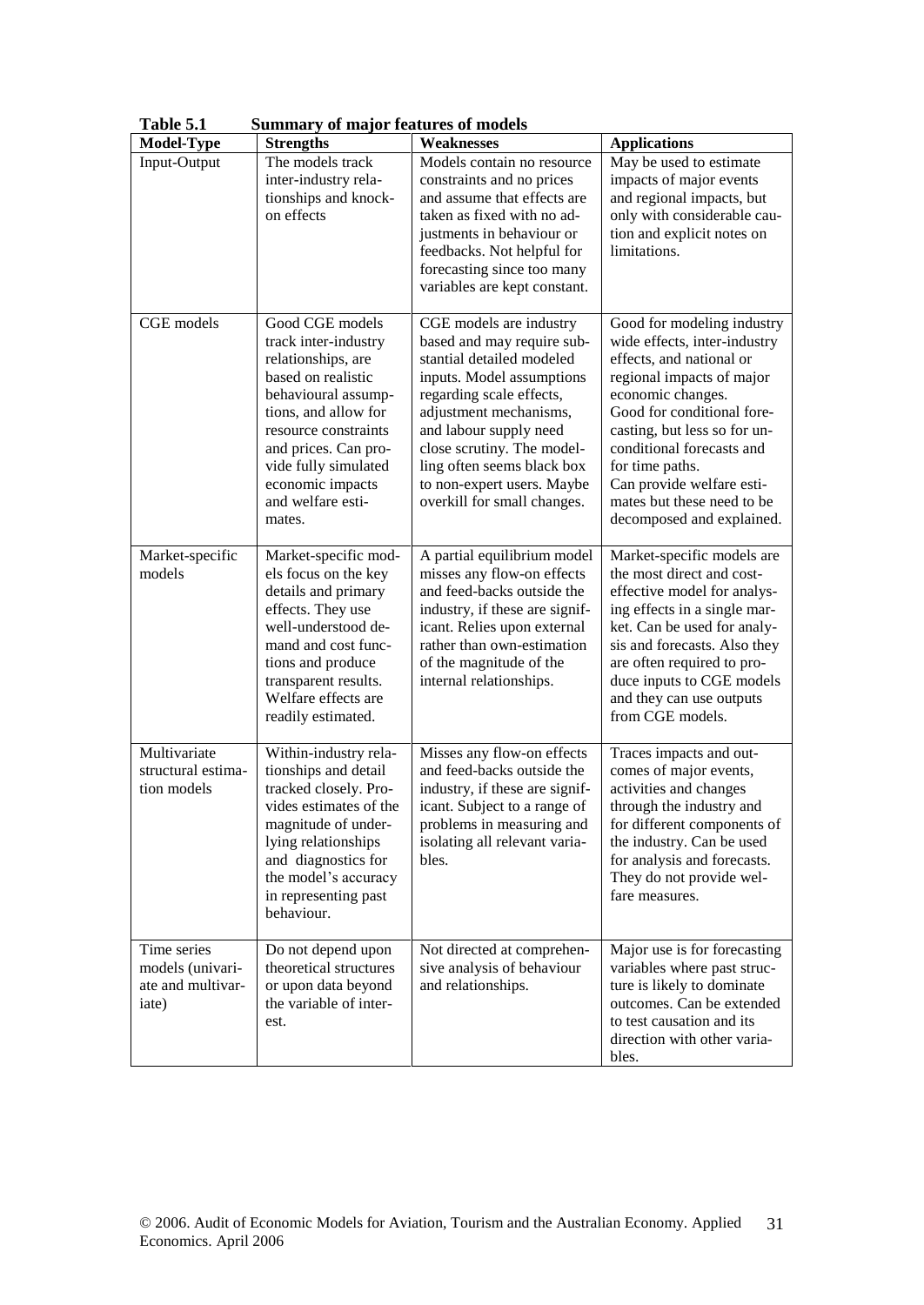**Table 5.1 Summary of major features of models**

| Model-Type | Strengths | Weaknesses | Applications |
|---|---|---|---|
| Input-Output | The models track inter-industry relationships and knock-on effects | Models contain no resource constraints and no prices and assume that effects are taken as fixed with no adjustments in behaviour or feedbacks. Not helpful for forecasting since too many variables are kept constant. | May be used to estimate impacts of major events and regional impacts, but only with considerable caution and explicit notes on limitations. |
| CGE models | Good CGE models track inter-industry relationships, are based on realistic behavioural assumptions, and allow for resource constraints and prices. Can provide fully simulated economic impacts and welfare estimates. | CGE models are industry based and may require substantial detailed modeled inputs. Model assumptions regarding scale effects, adjustment mechanisms, and labour supply need close scrutiny. The modelling often seems black box to non-expert users. Maybe overkill for small changes. | Good for modeling industry wide effects, inter-industry effects, and national or regional impacts of major economic changes. Good for conditional forecasting, but less so for unconditional forecasts and for time paths. Can provide welfare estimates but these need to be decomposed and explained. |
| Market-specific models | Market-specific models focus on the key details and primary effects. They use well-understood demand and cost functions and produce transparent results. Welfare effects are readily estimated. | A partial equilibrium model misses any flow-on effects and feed-backs outside the industry, if these are significant. Relies upon external rather than own-estimation of the magnitude of the internal relationships. | Market-specific models are the most direct and cost-effective model for analysing effects in a single market. Can be used for analysis and forecasts. Also they are often required to produce inputs to CGE models and they can use outputs from CGE models. |
| Multivariate structural estimation models | Within-industry relationships and detail tracked closely. Provides estimates of the magnitude of underlying relationships and diagnostics for the model's accuracy in representing past behaviour. | Misses any flow-on effects and feed-backs outside the industry, if these are significant. Subject to a range of problems in measuring and isolating all relevant variables. | Traces impacts and outcomes of major events, activities and changes through the industry and for different components of the industry. Can be used for analysis and forecasts. They do not provide welfare measures. |
| Time series models (univariate and multivariate) | Do not depend upon theoretical structures or upon data beyond the variable of interest. | Not directed at comprehensive analysis of behaviour and relationships. | Major use is for forecasting variables where past structure is likely to dominate outcomes. Can be extended to test causation and its direction with other variables. |

© 2006. Audit of Economic Models for Aviation, Tourism and the Australian Economy. Applied Economics. April 2006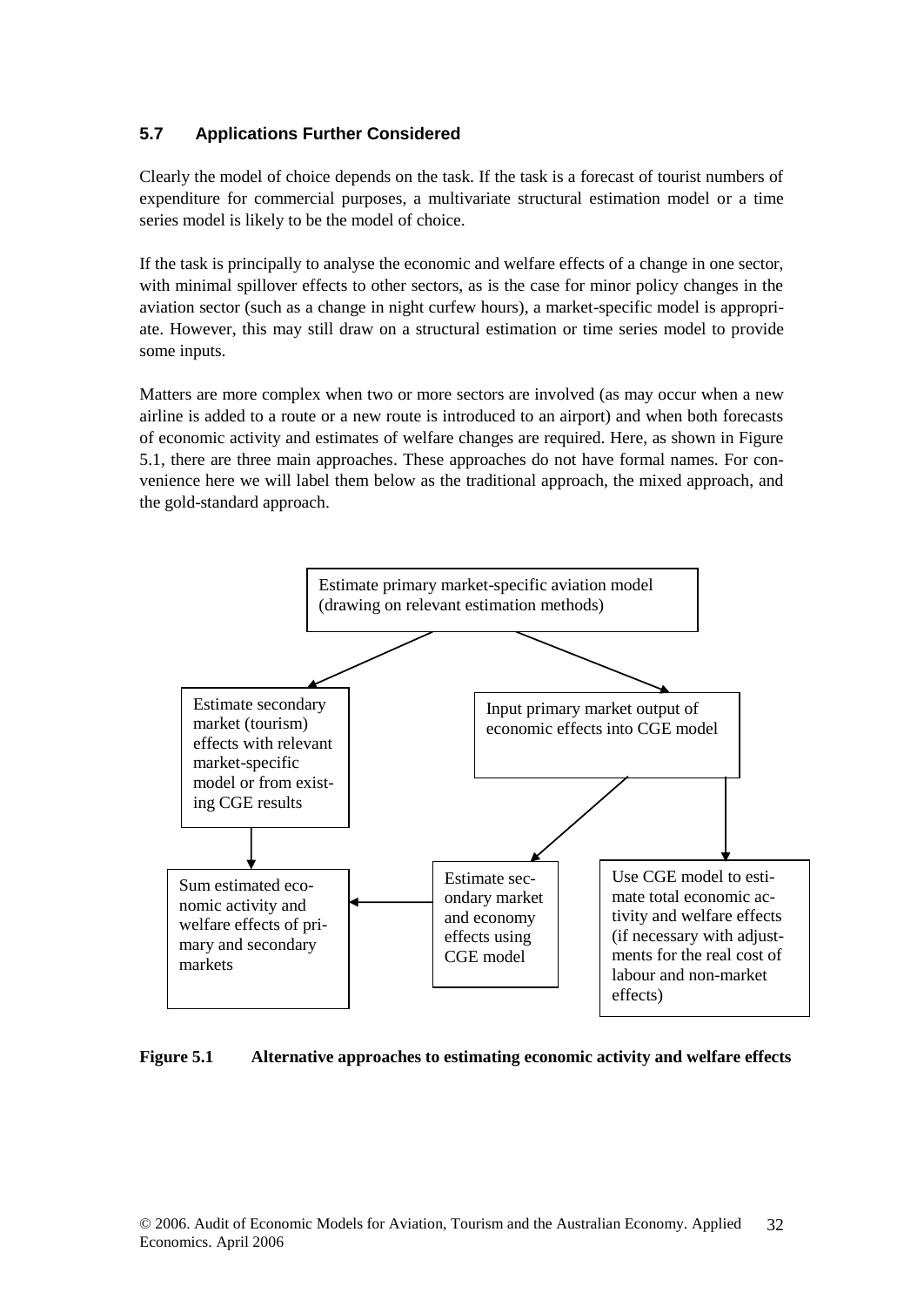## 5.7 Applications Further Considered

Clearly the model of choice depends on the task. If the task is a forecast of tourist numbers of expenditure for commercial purposes, a multivariate structural estimation model or a time series model is likely to be the model of choice.

If the task is principally to analyse the economic and welfare effects of a change in one sector, with minimal spillover effects to other sectors, as is the case for minor policy changes in the aviation sector (such as a change in night curfew hours), a market-specific model is appropriate. However, this may still draw on a structural estimation or time series model to provide some inputs.

Matters are more complex when two or more sectors are involved (as may occur when a new airline is added to a route or a new route is introduced to an airport) and when both forecasts of economic activity and estimates of welfare changes are required. Here, as shown in Figure 5.1, there are three main approaches. These approaches do not have formal names. For convenience here we will label them below as the traditional approach, the mixed approach, and the gold-standard approach.

Estimate primary market-specific aviation model (drawing on relevant estimation methods)

Estimate secondary market (tourism) effects with relevant market-specific model or from existing CGE results

Input primary market output of economic effects into CGE model

Sum estimated economic activity and welfare effects of primary and secondary markets

Estimate secondary market and economy effects using CGE model

Use CGE model to estimate total economic activity and welfare effects (if necessary with adjustments for the real cost of labour and non-market effects)

**Figure 5.1 Alternative approaches to estimating economic activity and welfare effects**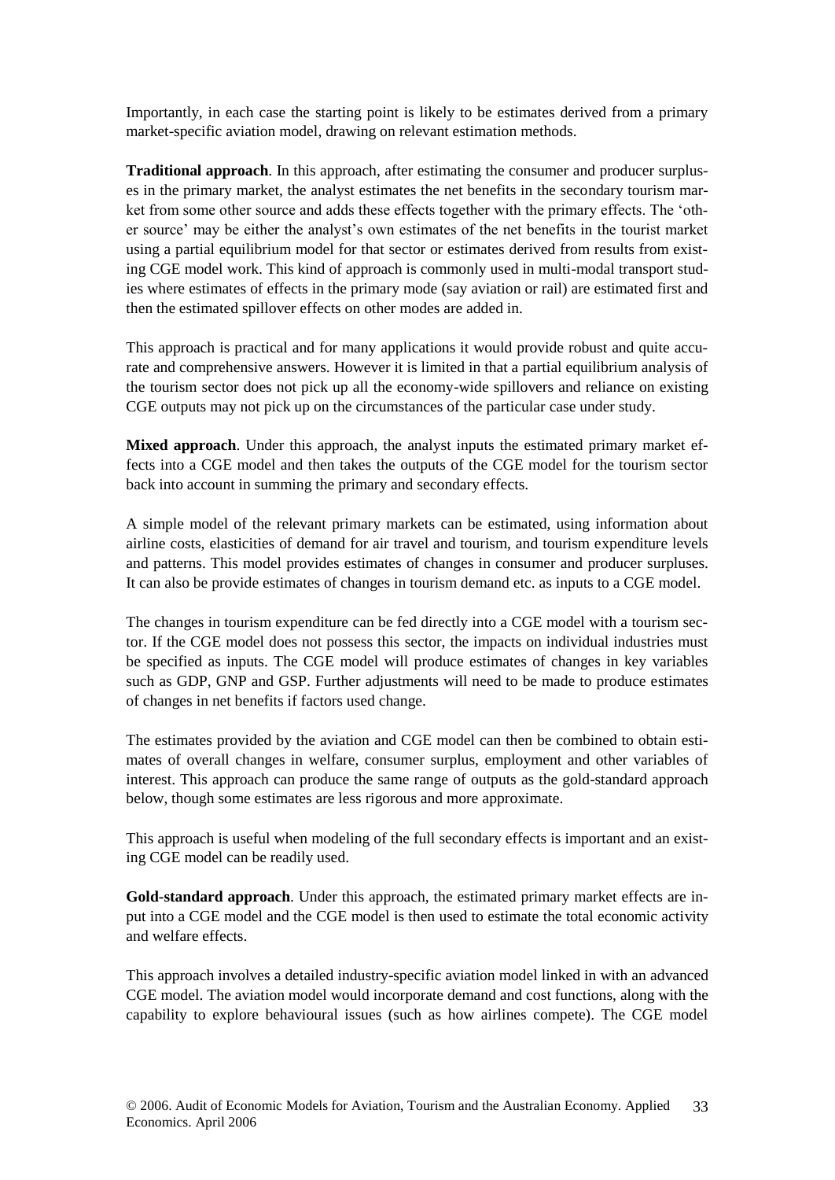Importantly, in each case the starting point is likely to be estimates derived from a primary market-specific aviation model, drawing on relevant estimation methods.

**Traditional approach**. In this approach, after estimating the consumer and producer surpluses in the primary market, the analyst estimates the net benefits in the secondary tourism market from some other source and adds these effects together with the primary effects. The 'other source' may be either the analyst's own estimates of the net benefits in the tourist market using a partial equilibrium model for that sector or estimates derived from results from existing CGE model work. This kind of approach is commonly used in multi-modal transport studies where estimates of effects in the primary mode (say aviation or rail) are estimated first and then the estimated spillover effects on other modes are added in.

This approach is practical and for many applications it would provide robust and quite accurate and comprehensive answers. However it is limited in that a partial equilibrium analysis of the tourism sector does not pick up all the economy-wide spillovers and reliance on existing CGE outputs may not pick up on the circumstances of the particular case under study.

**Mixed approach**. Under this approach, the analyst inputs the estimated primary market effects into a CGE model and then takes the outputs of the CGE model for the tourism sector back into account in summing the primary and secondary effects.

A simple model of the relevant primary markets can be estimated, using information about airline costs, elasticities of demand for air travel and tourism, and tourism expenditure levels and patterns. This model provides estimates of changes in consumer and producer surpluses. It can also be provide estimates of changes in tourism demand etc. as inputs to a CGE model.

The changes in tourism expenditure can be fed directly into a CGE model with a tourism sector. If the CGE model does not possess this sector, the impacts on individual industries must be specified as inputs. The CGE model will produce estimates of changes in key variables such as GDP, GNP and GSP. Further adjustments will need to be made to produce estimates of changes in net benefits if factors used change.

The estimates provided by the aviation and CGE model can then be combined to obtain estimates of overall changes in welfare, consumer surplus, employment and other variables of interest. This approach can produce the same range of outputs as the gold-standard approach below, though some estimates are less rigorous and more approximate.

This approach is useful when modeling of the full secondary effects is important and an existing CGE model can be readily used.

**Gold-standard approach**. Under this approach, the estimated primary market effects are input into a CGE model and the CGE model is then used to estimate the total economic activity and welfare effects.

This approach involves a detailed industry-specific aviation model linked in with an advanced CGE model. The aviation model would incorporate demand and cost functions, along with the capability to explore behavioural issues (such as how airlines compete). The CGE model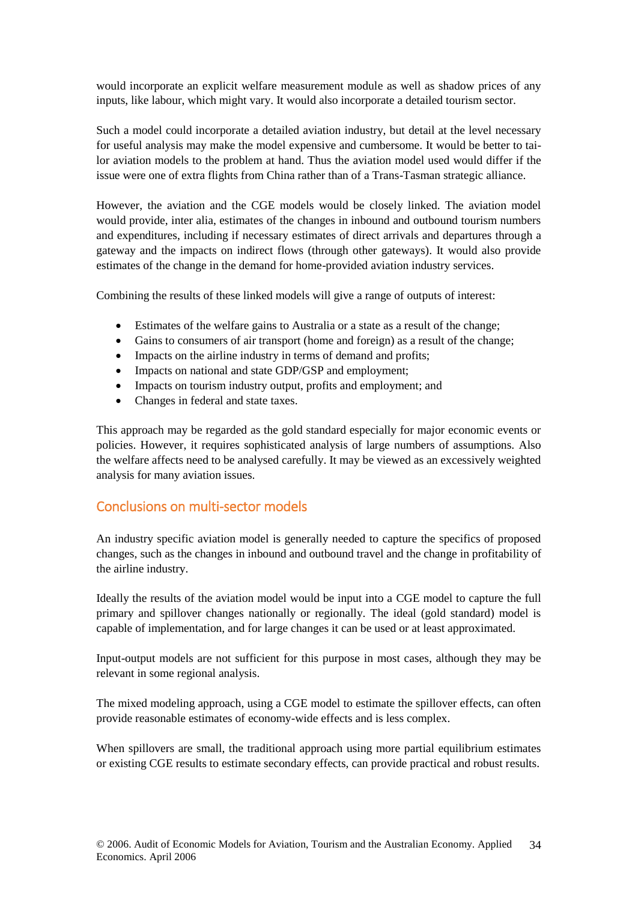would incorporate an explicit welfare measurement module as well as shadow prices of any inputs, like labour, which might vary. It would also incorporate a detailed tourism sector.

Such a model could incorporate a detailed aviation industry, but detail at the level necessary for useful analysis may make the model expensive and cumbersome. It would be better to tailor aviation models to the problem at hand. Thus the aviation model used would differ if the issue were one of extra flights from China rather than of a Trans-Tasman strategic alliance.

However, the aviation and the CGE models would be closely linked. The aviation model would provide, inter alia, estimates of the changes in inbound and outbound tourism numbers and expenditures, including if necessary estimates of direct arrivals and departures through a gateway and the impacts on indirect flows (through other gateways). It would also provide estimates of the change in the demand for home-provided aviation industry services.

Combining the results of these linked models will give a range of outputs of interest:

- Estimates of the welfare gains to Australia or a state as a result of the change;
- Gains to consumers of air transport (home and foreign) as a result of the change;
- Impacts on the airline industry in terms of demand and profits;
- Impacts on national and state GDP/GSP and employment;
- Impacts on tourism industry output, profits and employment; and
- Changes in federal and state taxes.

This approach may be regarded as the gold standard especially for major economic events or policies. However, it requires sophisticated analysis of large numbers of assumptions. Also the welfare affects need to be analysed carefully. It may be viewed as an excessively weighted analysis for many aviation issues.

## Conclusions on multi-sector models

An industry specific aviation model is generally needed to capture the specifics of proposed changes, such as the changes in inbound and outbound travel and the change in profitability of the airline industry.

Ideally the results of the aviation model would be input into a CGE model to capture the full primary and spillover changes nationally or regionally. The ideal (gold standard) model is capable of implementation, and for large changes it can be used or at least approximated.

Input-output models are not sufficient for this purpose in most cases, although they may be relevant in some regional analysis.

The mixed modeling approach, using a CGE model to estimate the spillover effects, can often provide reasonable estimates of economy-wide effects and is less complex.

When spillovers are small, the traditional approach using more partial equilibrium estimates or existing CGE results to estimate secondary effects, can provide practical and robust results.